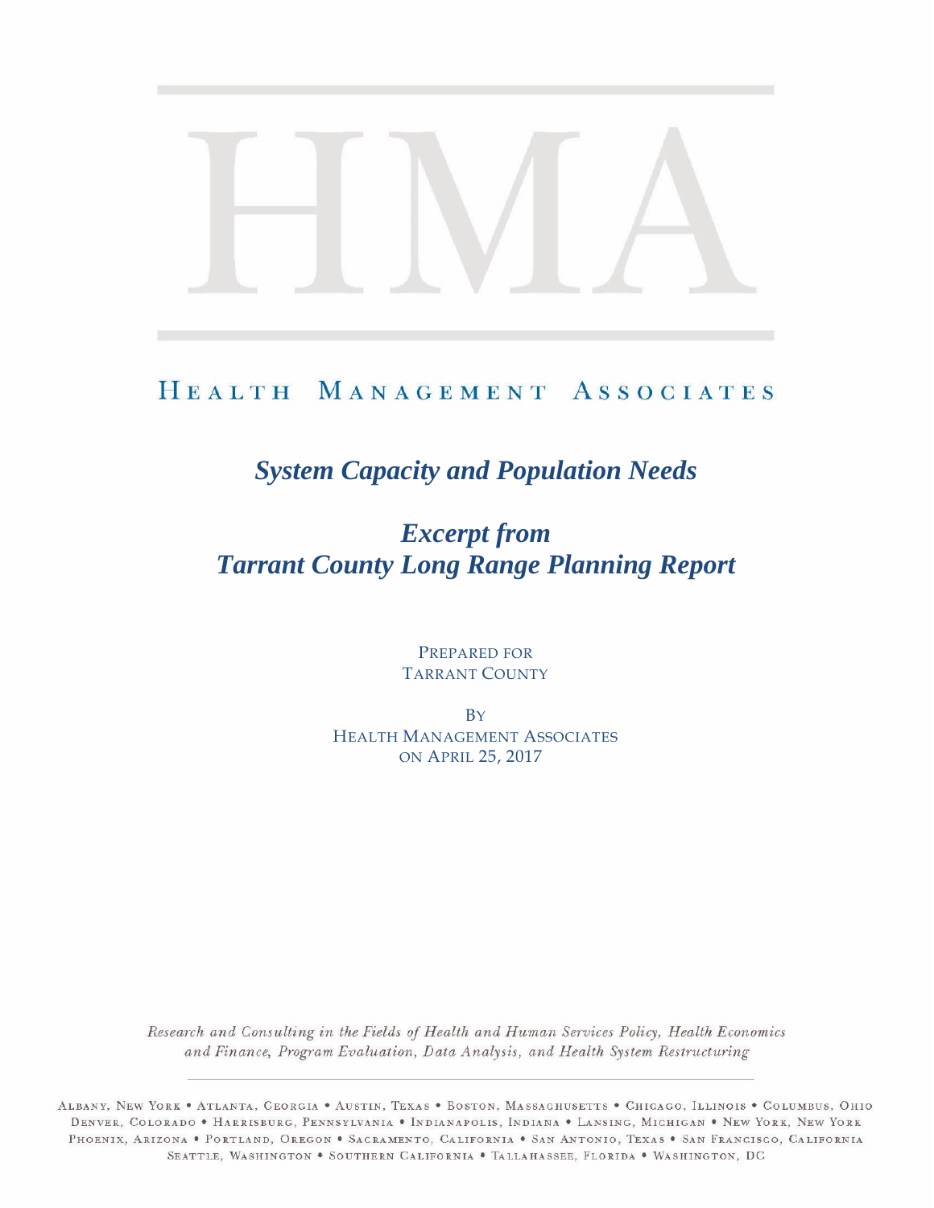# HMA

HEALTH MANAGEMENT ASSOCIATES

## *System Capacity and Population Needs*

## *Excerpt from Tarrant County Long Range Planning Report*

PREPARED FOR
TARRANT COUNTY

BY
HEALTH MANAGEMENT ASSOCIATES
ON APRIL 25, 2017

*Research and Consulting in the Fields of Health and Human Services Policy, Health Economics and Finance, Program Evaluation, Data Analysis, and Health System Restructuring*

ALBANY, NEW YORK • ATLANTA, GEORGIA • AUSTIN, TEXAS • BOSTON, MASSACHUSETTS • CHICAGO, ILLINOIS • COLUMBUS, OHIO
DENVER, COLORADO • HARRISBURG, PENNSYLVANIA • INDIANAPOLIS, INDIANA • LANSING, MICHIGAN • NEW YORK, NEW YORK
PHOENIX, ARIZONA • PORTLAND, OREGON • SACRAMENTO, CALIFORNIA • SAN ANTONIO, TEXAS • SAN FRANCISCO, CALIFORNIA
SEATTLE, WASHINGTON • SOUTHERN CALIFORNIA • TALLAHASSEE, FLORIDA • WASHINGTON, DC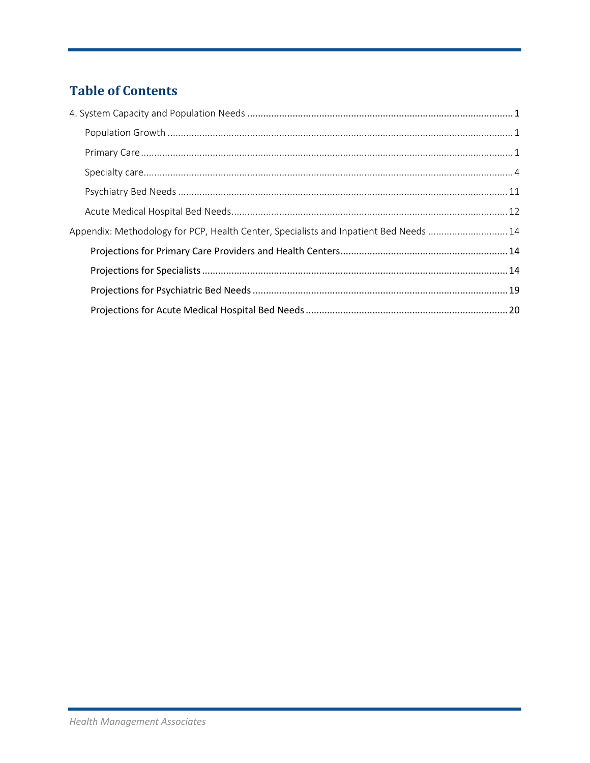# Table of Contents

4. System Capacity and Population Needs ..................................................................................................... 1

  Population Growth ..................................................................................................................................... 1

  Primary Care .............................................................................................................................................. 1

  Specialty care.............................................................................................................................................. 4

  Psychiatry Bed Needs ................................................................................................................................ 11

  Acute Medical Hospital Bed Needs........................................................................................................... 12

Appendix: Methodology for PCP, Health Center, Specialists and Inpatient Bed Needs ............................. 14

   **Projections for Primary Care Providers and Health Centers**.............................................................. 14

   **Projections for Specialists**.................................................................................................................. 14

   **Projections for Psychiatric Bed Needs**................................................................................................ 19

   **Projections for Acute Medical Hospital Bed Needs**............................................................................ 20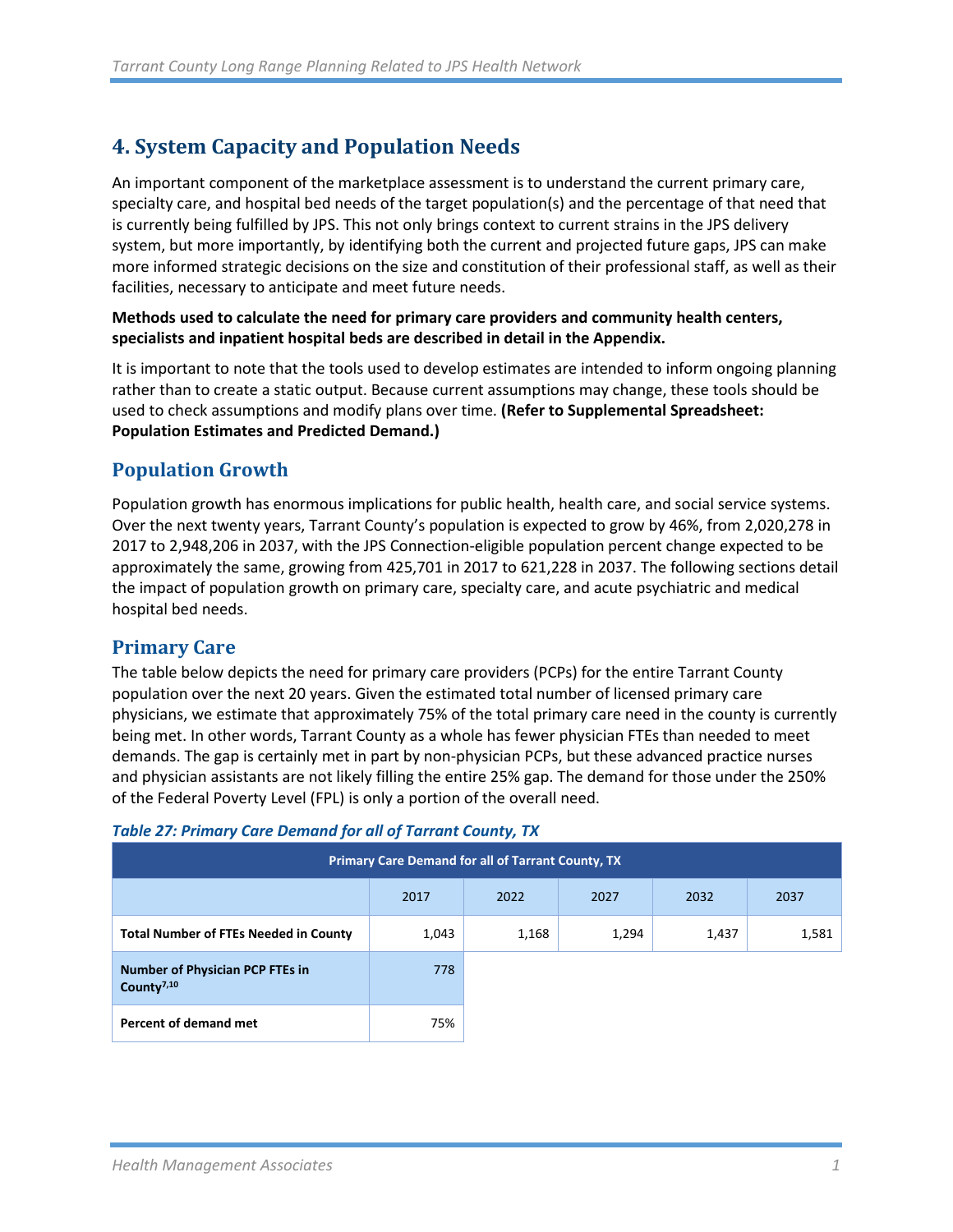## 4. System Capacity and Population Needs

An important component of the marketplace assessment is to understand the current primary care, specialty care, and hospital bed needs of the target population(s) and the percentage of that need that is currently being fulfilled by JPS. This not only brings context to current strains in the JPS delivery system, but more importantly, by identifying both the current and projected future gaps, JPS can make more informed strategic decisions on the size and constitution of their professional staff, as well as their facilities, necessary to anticipate and meet future needs.

**Methods used to calculate the need for primary care providers and community health centers, specialists and inpatient hospital beds are described in detail in the Appendix.**

It is important to note that the tools used to develop estimates are intended to inform ongoing planning rather than to create a static output. Because current assumptions may change, these tools should be used to check assumptions and modify plans over time. **(Refer to Supplemental Spreadsheet: Population Estimates and Predicted Demand.)**

### Population Growth

Population growth has enormous implications for public health, health care, and social service systems. Over the next twenty years, Tarrant County's population is expected to grow by 46%, from 2,020,278 in 2017 to 2,948,206 in 2037, with the JPS Connection-eligible population percent change expected to be approximately the same, growing from 425,701 in 2017 to 621,228 in 2037. The following sections detail the impact of population growth on primary care, specialty care, and acute psychiatric and medical hospital bed needs.

### Primary Care

The table below depicts the need for primary care providers (PCPs) for the entire Tarrant County population over the next 20 years. Given the estimated total number of licensed primary care physicians, we estimate that approximately 75% of the total primary care need in the county is currently being met. In other words, Tarrant County as a whole has fewer physician FTEs than needed to meet demands. The gap is certainly met in part by non-physician PCPs, but these advanced practice nurses and physician assistants are not likely filling the entire 25% gap. The demand for those under the 250% of the Federal Poverty Level (FPL) is only a portion of the overall need.

***Table 27: Primary Care Demand for all of Tarrant County, TX***

| Primary Care Demand for all of Tarrant County, TX | | | | | |
|---|---|---|---|---|---|
| | 2017 | 2022 | 2027 | 2032 | 2037 |
| **Total Number of FTEs Needed in County** | 1,043 | 1,168 | 1,294 | 1,437 | 1,581 |
| **Number of Physician PCP FTEs in County**[7,10] | 778 | | | | |
| **Percent of demand met** | 75% | | | | |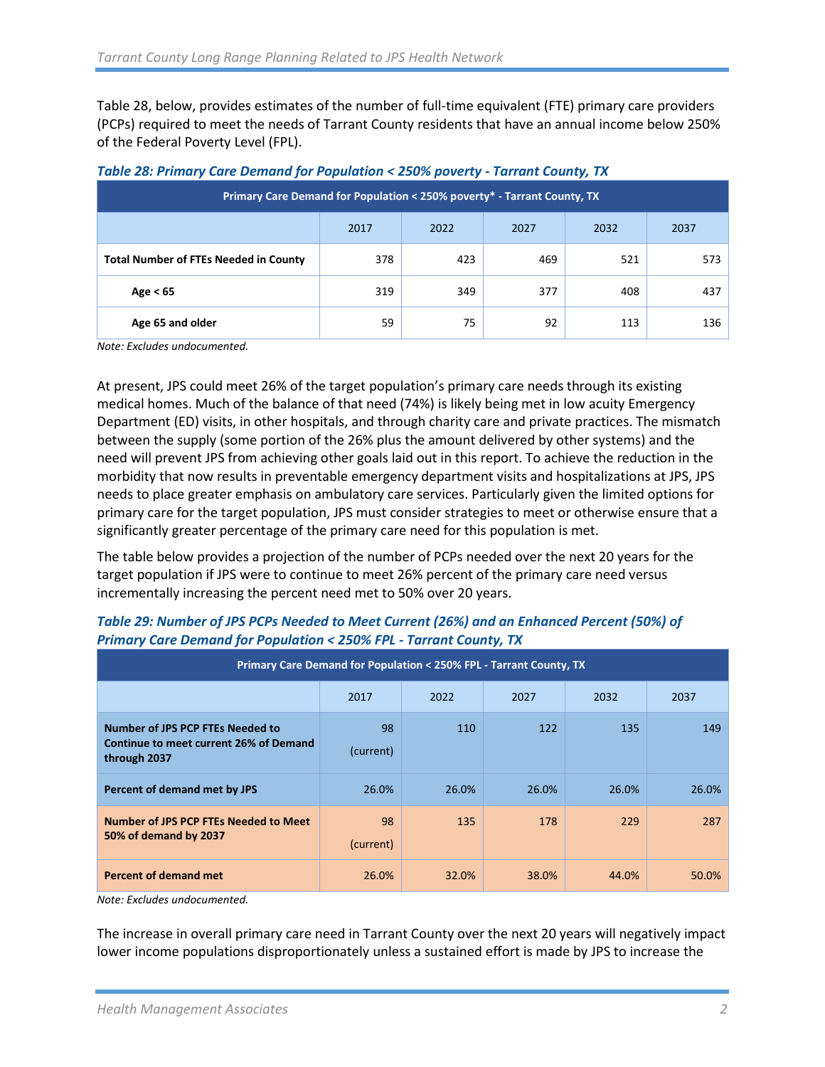Table 28, below, provides estimates of the number of full-time equivalent (FTE) primary care providers (PCPs) required to meet the needs of Tarrant County residents that have an annual income below 250% of the Federal Poverty Level (FPL).

***Table 28: Primary Care Demand for Population < 250% poverty - Tarrant County, TX***

| Primary Care Demand for Population < 250% poverty* - Tarrant County, TX | | | | | |
|---|---|---|---|---|---|
| | 2017 | 2022 | 2027 | 2032 | 2037 |
| **Total Number of FTEs Needed in County** | 378 | 423 | 469 | 521 | 573 |
| **Age < 65** | 319 | 349 | 377 | 408 | 437 |
| **Age 65 and older** | 59 | 75 | 92 | 113 | 136 |

*Note: Excludes undocumented.*

At present, JPS could meet 26% of the target population's primary care needs through its existing medical homes. Much of the balance of that need (74%) is likely being met in low acuity Emergency Department (ED) visits, in other hospitals, and through charity care and private practices. The mismatch between the supply (some portion of the 26% plus the amount delivered by other systems) and the need will prevent JPS from achieving other goals laid out in this report. To achieve the reduction in the morbidity that now results in preventable emergency department visits and hospitalizations at JPS, JPS needs to place greater emphasis on ambulatory care services. Particularly given the limited options for primary care for the target population, JPS must consider strategies to meet or otherwise ensure that a significantly greater percentage of the primary care need for this population is met.

The table below provides a projection of the number of PCPs needed over the next 20 years for the target population if JPS were to continue to meet 26% percent of the primary care need versus incrementally increasing the percent need met to 50% over 20 years.

***Table 29: Number of JPS PCPs Needed to Meet Current (26%) and an Enhanced Percent (50%) of Primary Care Demand for Population < 250% FPL - Tarrant County, TX***

| Primary Care Demand for Population < 250% FPL - Tarrant County, TX | | | | | |
|---|---|---|---|---|---|
| | 2017 | 2022 | 2027 | 2032 | 2037 |
| **Number of JPS PCP FTEs Needed to Continue to meet current 26% of Demand through 2037** | 98 (current) | 110 | 122 | 135 | 149 |
| **Percent of demand met by JPS** | 26.0% | 26.0% | 26.0% | 26.0% | 26.0% |
| **Number of JPS PCP FTEs Needed to Meet 50% of demand by 2037** | 98 (current) | 135 | 178 | 229 | 287 |
| **Percent of demand met** | 26.0% | 32.0% | 38.0% | 44.0% | 50.0% |

*Note: Excludes undocumented.*

The increase in overall primary care need in Tarrant County over the next 20 years will negatively impact lower income populations disproportionately unless a sustained effort is made by JPS to increase the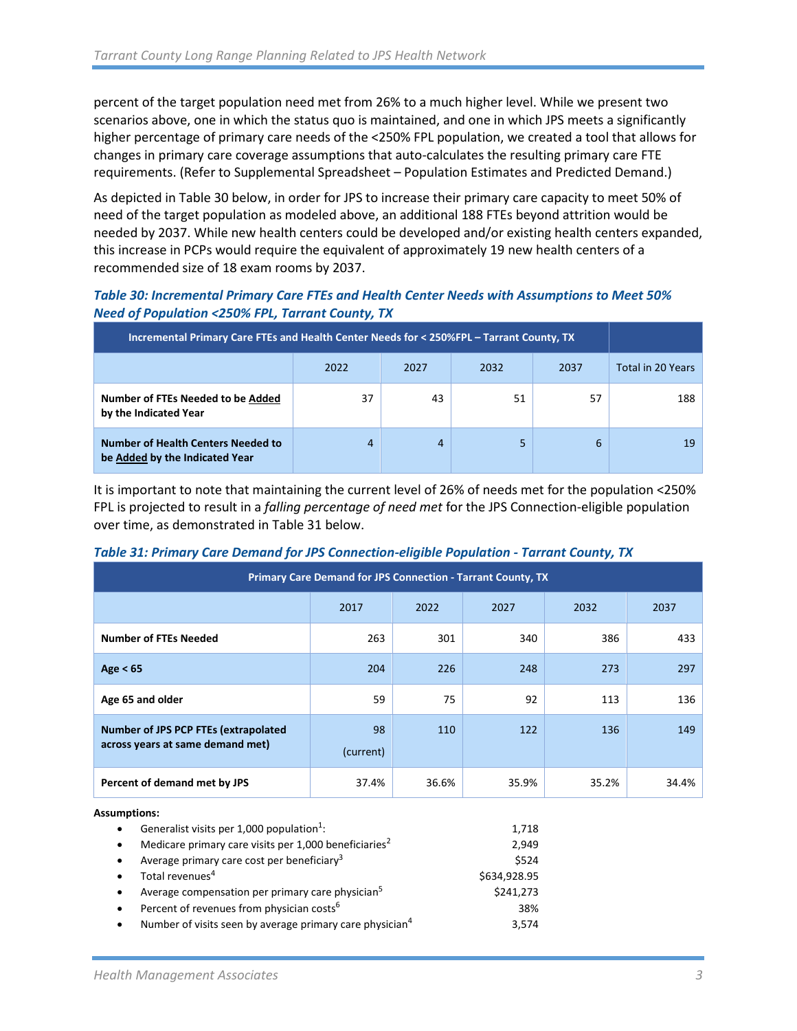percent of the target population need met from 26% to a much higher level. While we present two scenarios above, one in which the status quo is maintained, and one in which JPS meets a significantly higher percentage of primary care needs of the <250% FPL population, we created a tool that allows for changes in primary care coverage assumptions that auto-calculates the resulting primary care FTE requirements. (Refer to Supplemental Spreadsheet – Population Estimates and Predicted Demand.)

As depicted in Table 30 below, in order for JPS to increase their primary care capacity to meet 50% of need of the target population as modeled above, an additional 188 FTEs beyond attrition would be needed by 2037. While new health centers could be developed and/or existing health centers expanded, this increase in PCPs would require the equivalent of approximately 19 new health centers of a recommended size of 18 exam rooms by 2037.

***Table 30: Incremental Primary Care FTEs and Health Center Needs with Assumptions to Meet 50% Need of Population <250% FPL, Tarrant County, TX***

| Incremental Primary Care FTEs and Health Center Needs for < 250%FPL – Tarrant County, TX | | | | | |
|---|---|---|---|---|---|
| | 2022 | 2027 | 2032 | 2037 | Total in 20 Years |
| **Number of FTEs Needed to be Added by the Indicated Year** | 37 | 43 | 51 | 57 | 188 |
| **Number of Health Centers Needed to be Added by the Indicated Year** | 4 | 4 | 5 | 6 | 19 |

It is important to note that maintaining the current level of 26% of needs met for the population <250% FPL is projected to result in a *falling percentage of need met* for the JPS Connection-eligible population over time, as demonstrated in Table 31 below.

***Table 31: Primary Care Demand for JPS Connection-eligible Population - Tarrant County, TX***

| Primary Care Demand for JPS Connection - Tarrant County, TX | | | | | |
|---|---|---|---|---|---|
| | 2017 | 2022 | 2027 | 2032 | 2037 |
| **Number of FTEs Needed** | 263 | 301 | 340 | 386 | 433 |
| **Age < 65** | 204 | 226 | 248 | 273 | 297 |
| **Age 65 and older** | 59 | 75 | 92 | 113 | 136 |
| **Number of JPS PCP FTEs (extrapolated across years at same demand met)** | 98 (current) | 110 | 122 | 136 | 149 |
| **Percent of demand met by JPS** | 37.4% | 36.6% | 35.9% | 35.2% | 34.4% |

**Assumptions:**

- Generalist visits per 1,000 population[1]: 1,718
- Medicare primary care visits per 1,000 beneficiaries[2] 2,949
- Average primary care cost per beneficiary[3] $524
- Total revenues[4] $634,928.95
- Average compensation per primary care physician[5] $241,273
- Percent of revenues from physician costs[6] 38%
- Number of visits seen by average primary care physician[4] 3,574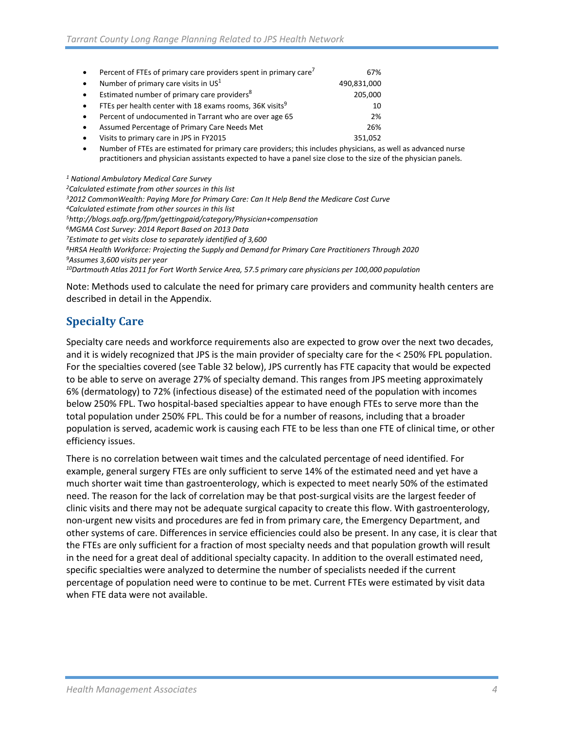- Percent of FTEs of primary care providers spent in primary care[7] 67%
- Number of primary care visits in US[1] 490,831,000
- Estimated number of primary care providers[8] 205,000
- FTEs per health center with 18 exams rooms, 36K visits[9] 10
- Percent of undocumented in Tarrant who are over age 65 2%
- Assumed Percentage of Primary Care Needs Met 26%
- Visits to primary care in JPS in FY2015 351,052
- Number of FTEs are estimated for primary care providers; this includes physicians, as well as advanced nurse practitioners and physician assistants expected to have a panel size close to the size of the physician panels.

*[1] National Ambulatory Medical Care Survey*
*[2] Calculated estimate from other sources in this list*
*[3] 2012 CommonWealth: Paying More for Primary Care: Can It Help Bend the Medicare Cost Curve*
*[4] Calculated estimate from other sources in this list*
*[5] http://blogs.aafp.org/fpm/gettingpaid/category/Physician+compensation*
*[6] MGMA Cost Survey: 2014 Report Based on 2013 Data*
*[7] Estimate to get visits close to separately identified of 3,600*
*[8] HRSA Health Workforce: Projecting the Supply and Demand for Primary Care Practitioners Through 2020*
*[9] Assumes 3,600 visits per year*
*[10] Dartmouth Atlas 2011 for Fort Worth Service Area, 57.5 primary care physicians per 100,000 population*

Note: Methods used to calculate the need for primary care providers and community health centers are described in detail in the Appendix.

## Specialty Care

Specialty care needs and workforce requirements also are expected to grow over the next two decades, and it is widely recognized that JPS is the main provider of specialty care for the < 250% FPL population. For the specialties covered (see Table 32 below), JPS currently has FTE capacity that would be expected to be able to serve on average 27% of specialty demand. This ranges from JPS meeting approximately 6% (dermatology) to 72% (infectious disease) of the estimated need of the population with incomes below 250% FPL. Two hospital-based specialties appear to have enough FTEs to serve more than the total population under 250% FPL. This could be for a number of reasons, including that a broader population is served, academic work is causing each FTE to be less than one FTE of clinical time, or other efficiency issues.

There is no correlation between wait times and the calculated percentage of need identified. For example, general surgery FTEs are only sufficient to serve 14% of the estimated need and yet have a much shorter wait time than gastroenterology, which is expected to meet nearly 50% of the estimated need. The reason for the lack of correlation may be that post-surgical visits are the largest feeder of clinic visits and there may not be adequate surgical capacity to create this flow. With gastroenterology, non-urgent new visits and procedures are fed in from primary care, the Emergency Department, and other systems of care. Differences in service efficiencies could also be present. In any case, it is clear that the FTEs are only sufficient for a fraction of most specialty needs and that population growth will result in the need for a great deal of additional specialty capacity. In addition to the overall estimated need, specific specialties were analyzed to determine the number of specialists needed if the current percentage of population need were to continue to be met. Current FTEs were estimated by visit data when FTE data were not available.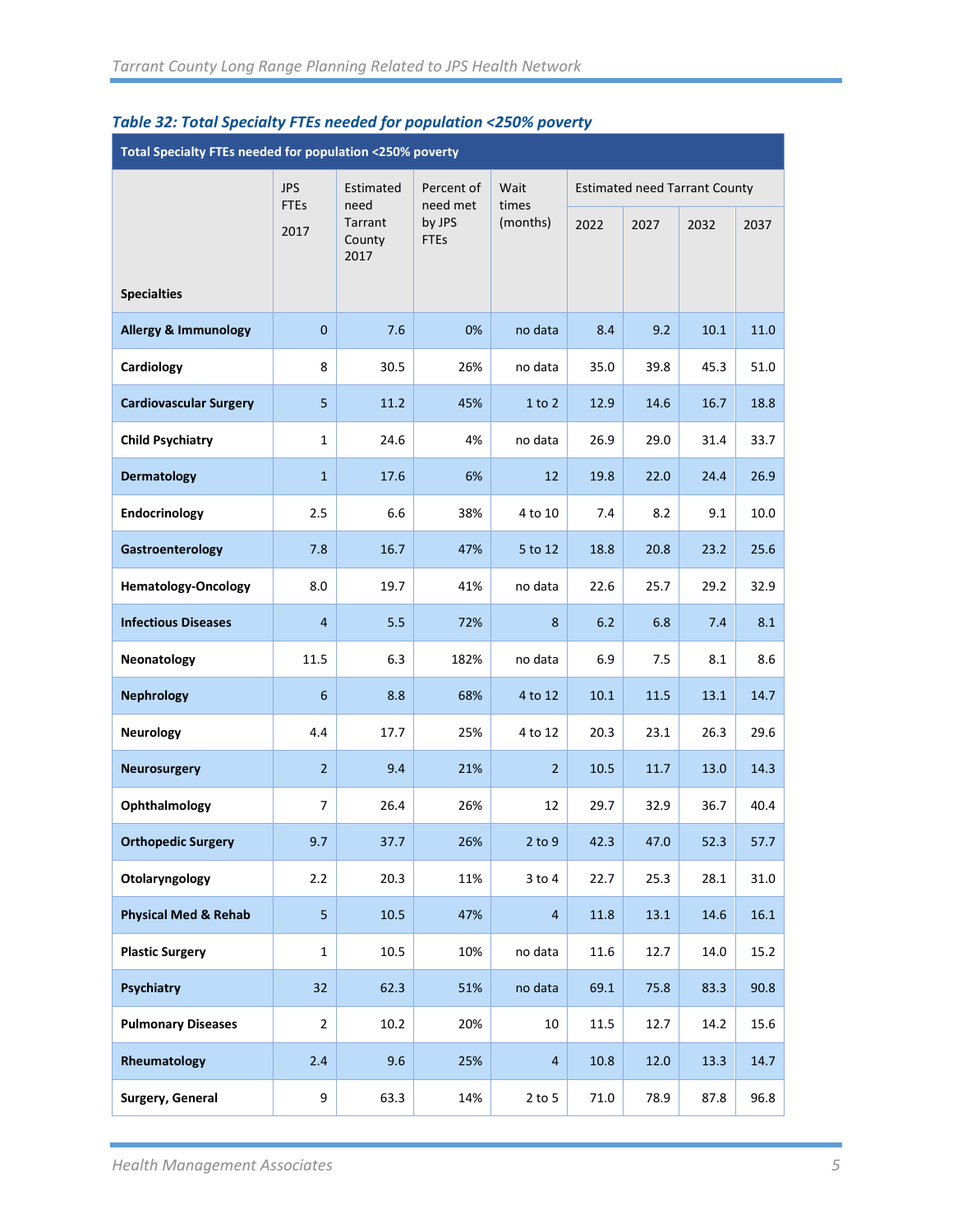### Table 32: Total Specialty FTEs needed for population <250% poverty

| Total Specialty FTEs needed for population <250% poverty | | | | | | | | |
|---|---|---|---|---|---|---|---|---|
| **Specialties** | JPS FTEs 2017 | Estimated need Tarrant County 2017 | Percent of need met by JPS FTEs | Wait times (months) | Estimated need Tarrant County | | | |
| | | | | | 2022 | 2027 | 2032 | 2037 |
| **Allergy & Immunology** | 0 | 7.6 | 0% | no data | 8.4 | 9.2 | 10.1 | 11.0 |
| **Cardiology** | 8 | 30.5 | 26% | no data | 35.0 | 39.8 | 45.3 | 51.0 |
| **Cardiovascular Surgery** | 5 | 11.2 | 45% | 1 to 2 | 12.9 | 14.6 | 16.7 | 18.8 |
| **Child Psychiatry** | 1 | 24.6 | 4% | no data | 26.9 | 29.0 | 31.4 | 33.7 |
| **Dermatology** | 1 | 17.6 | 6% | 12 | 19.8 | 22.0 | 24.4 | 26.9 |
| **Endocrinology** | 2.5 | 6.6 | 38% | 4 to 10 | 7.4 | 8.2 | 9.1 | 10.0 |
| **Gastroenterology** | 7.8 | 16.7 | 47% | 5 to 12 | 18.8 | 20.8 | 23.2 | 25.6 |
| **Hematology-Oncology** | 8.0 | 19.7 | 41% | no data | 22.6 | 25.7 | 29.2 | 32.9 |
| **Infectious Diseases** | 4 | 5.5 | 72% | 8 | 6.2 | 6.8 | 7.4 | 8.1 |
| **Neonatology** | 11.5 | 6.3 | 182% | no data | 6.9 | 7.5 | 8.1 | 8.6 |
| **Nephrology** | 6 | 8.8 | 68% | 4 to 12 | 10.1 | 11.5 | 13.1 | 14.7 |
| **Neurology** | 4.4 | 17.7 | 25% | 4 to 12 | 20.3 | 23.1 | 26.3 | 29.6 |
| **Neurosurgery** | 2 | 9.4 | 21% | 2 | 10.5 | 11.7 | 13.0 | 14.3 |
| **Ophthalmology** | 7 | 26.4 | 26% | 12 | 29.7 | 32.9 | 36.7 | 40.4 |
| **Orthopedic Surgery** | 9.7 | 37.7 | 26% | 2 to 9 | 42.3 | 47.0 | 52.3 | 57.7 |
| **Otolaryngology** | 2.2 | 20.3 | 11% | 3 to 4 | 22.7 | 25.3 | 28.1 | 31.0 |
| **Physical Med & Rehab** | 5 | 10.5 | 47% | 4 | 11.8 | 13.1 | 14.6 | 16.1 |
| **Plastic Surgery** | 1 | 10.5 | 10% | no data | 11.6 | 12.7 | 14.0 | 15.2 |
| **Psychiatry** | 32 | 62.3 | 51% | no data | 69.1 | 75.8 | 83.3 | 90.8 |
| **Pulmonary Diseases** | 2 | 10.2 | 20% | 10 | 11.5 | 12.7 | 14.2 | 15.6 |
| **Rheumatology** | 2.4 | 9.6 | 25% | 4 | 10.8 | 12.0 | 13.3 | 14.7 |
| **Surgery, General** | 9 | 63.3 | 14% | 2 to 5 | 71.0 | 78.9 | 87.8 | 96.8 |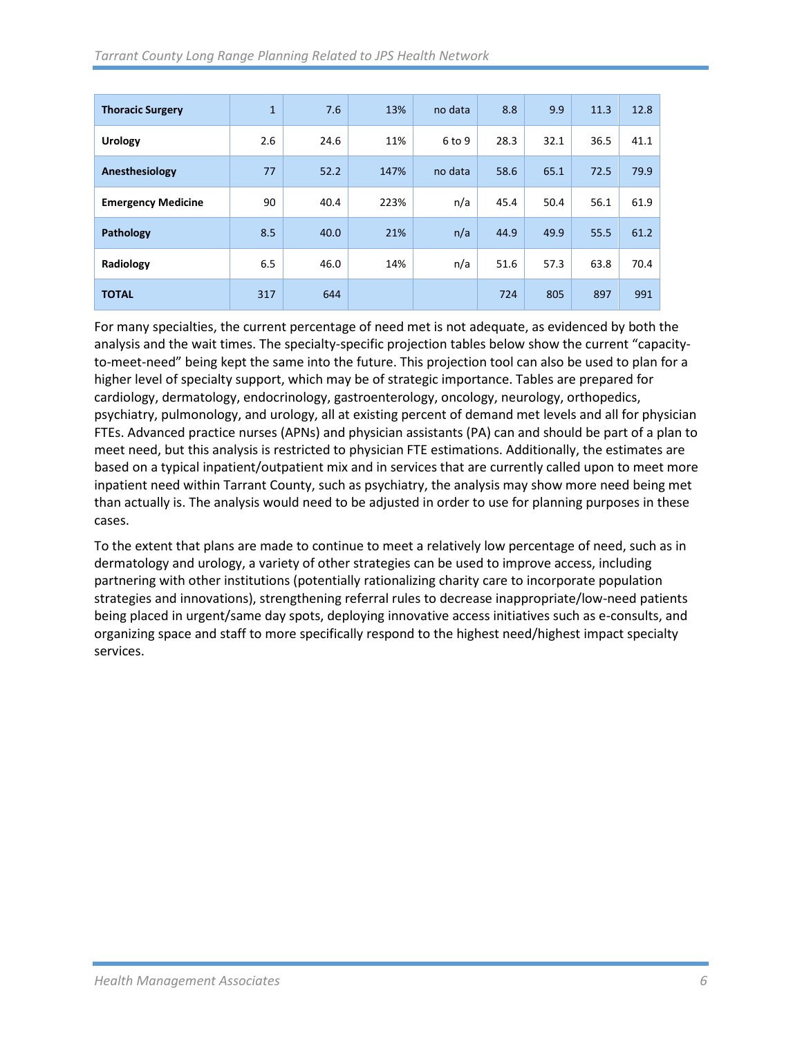| | | | | | | | | |
|---|---|---|---|---|---|---|---|---|
| **Thoracic Surgery** | 1 | 7.6 | 13% | no data | 8.8 | 9.9 | 11.3 | 12.8 |
| **Urology** | 2.6 | 24.6 | 11% | 6 to 9 | 28.3 | 32.1 | 36.5 | 41.1 |
| **Anesthesiology** | 77 | 52.2 | 147% | no data | 58.6 | 65.1 | 72.5 | 79.9 |
| **Emergency Medicine** | 90 | 40.4 | 223% | n/a | 45.4 | 50.4 | 56.1 | 61.9 |
| **Pathology** | 8.5 | 40.0 | 21% | n/a | 44.9 | 49.9 | 55.5 | 61.2 |
| **Radiology** | 6.5 | 46.0 | 14% | n/a | 51.6 | 57.3 | 63.8 | 70.4 |
| **TOTAL** | 317 | 644 | | | 724 | 805 | 897 | 991 |

For many specialties, the current percentage of need met is not adequate, as evidenced by both the analysis and the wait times. The specialty-specific projection tables below show the current "capacity-to-meet-need" being kept the same into the future. This projection tool can also be used to plan for a higher level of specialty support, which may be of strategic importance. Tables are prepared for cardiology, dermatology, endocrinology, gastroenterology, oncology, neurology, orthopedics, psychiatry, pulmonology, and urology, all at existing percent of demand met levels and all for physician FTEs. Advanced practice nurses (APNs) and physician assistants (PA) can and should be part of a plan to meet need, but this analysis is restricted to physician FTE estimations. Additionally, the estimates are based on a typical inpatient/outpatient mix and in services that are currently called upon to meet more inpatient need within Tarrant County, such as psychiatry, the analysis may show more need being met than actually is. The analysis would need to be adjusted in order to use for planning purposes in these cases.

To the extent that plans are made to continue to meet a relatively low percentage of need, such as in dermatology and urology, a variety of other strategies can be used to improve access, including partnering with other institutions (potentially rationalizing charity care to incorporate population strategies and innovations), strengthening referral rules to decrease inappropriate/low-need patients being placed in urgent/same day spots, deploying innovative access initiatives such as e-consults, and organizing space and staff to more specifically respond to the highest need/highest impact specialty services.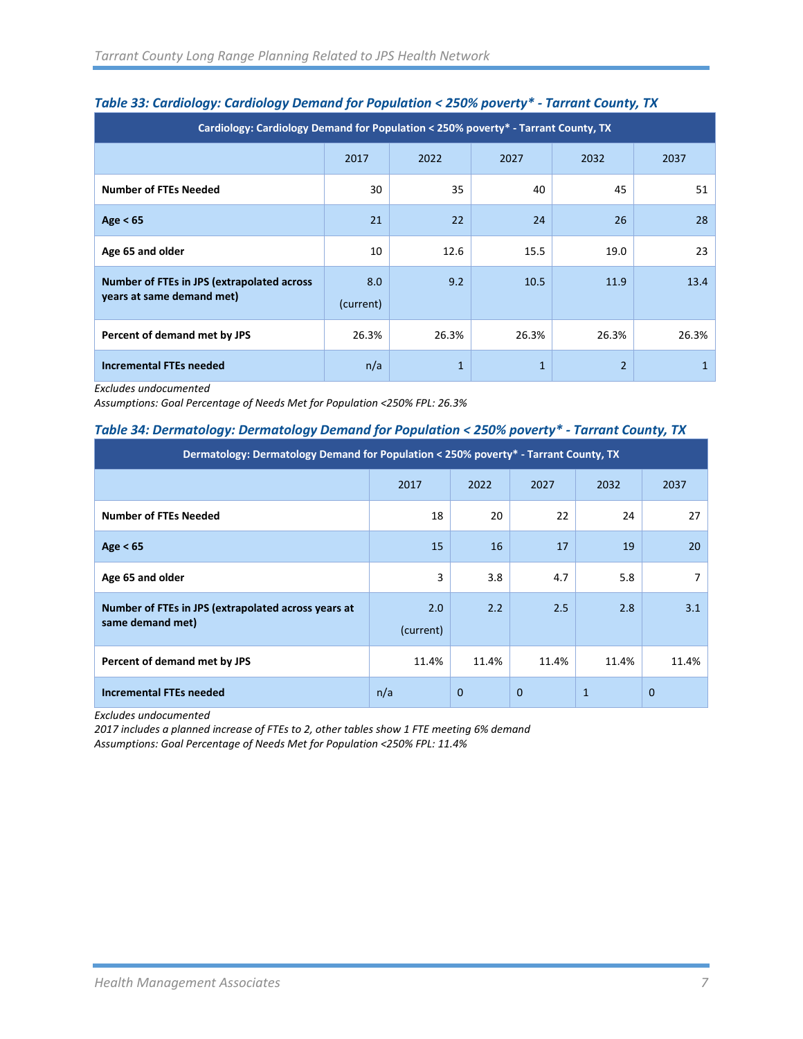### *Table 33: Cardiology: Cardiology Demand for Population < 250% poverty* - Tarrant County, TX*

| Cardiology: Cardiology Demand for Population < 250% poverty* - Tarrant County, TX | | | | | |
|---|---|---|---|---|---|
| | 2017 | 2022 | 2027 | 2032 | 2037 |
| **Number of FTEs Needed** | 30 | 35 | 40 | 45 | 51 |
| **Age < 65** | 21 | 22 | 24 | 26 | 28 |
| **Age 65 and older** | 10 | 12.6 | 15.5 | 19.0 | 23 |
| **Number of FTEs in JPS (extrapolated across years at same demand met)** | 8.0 (current) | 9.2 | 10.5 | 11.9 | 13.4 |
| **Percent of demand met by JPS** | 26.3% | 26.3% | 26.3% | 26.3% | 26.3% |
| **Incremental FTEs needed** | n/a | 1 | 1 | 2 | 1 |

*Excludes undocumented*
*Assumptions: Goal Percentage of Needs Met for Population <250% FPL: 26.3%*

### *Table 34: Dermatology: Dermatology Demand for Population < 250% poverty* - Tarrant County, TX*

| Dermatology: Dermatology Demand for Population < 250% poverty* - Tarrant County, TX | | | | | |
|---|---|---|---|---|---|
| | 2017 | 2022 | 2027 | 2032 | 2037 |
| **Number of FTEs Needed** | 18 | 20 | 22 | 24 | 27 |
| **Age < 65** | 15 | 16 | 17 | 19 | 20 |
| **Age 65 and older** | 3 | 3.8 | 4.7 | 5.8 | 7 |
| **Number of FTEs in JPS (extrapolated across years at same demand met)** | 2.0 (current) | 2.2 | 2.5 | 2.8 | 3.1 |
| **Percent of demand met by JPS** | 11.4% | 11.4% | 11.4% | 11.4% | 11.4% |
| **Incremental FTEs needed** | n/a | 0 | 0 | 1 | 0 |

*Excludes undocumented*
*2017 includes a planned increase of FTEs to 2, other tables show 1 FTE meeting 6% demand*
*Assumptions: Goal Percentage of Needs Met for Population <250% FPL: 11.4%*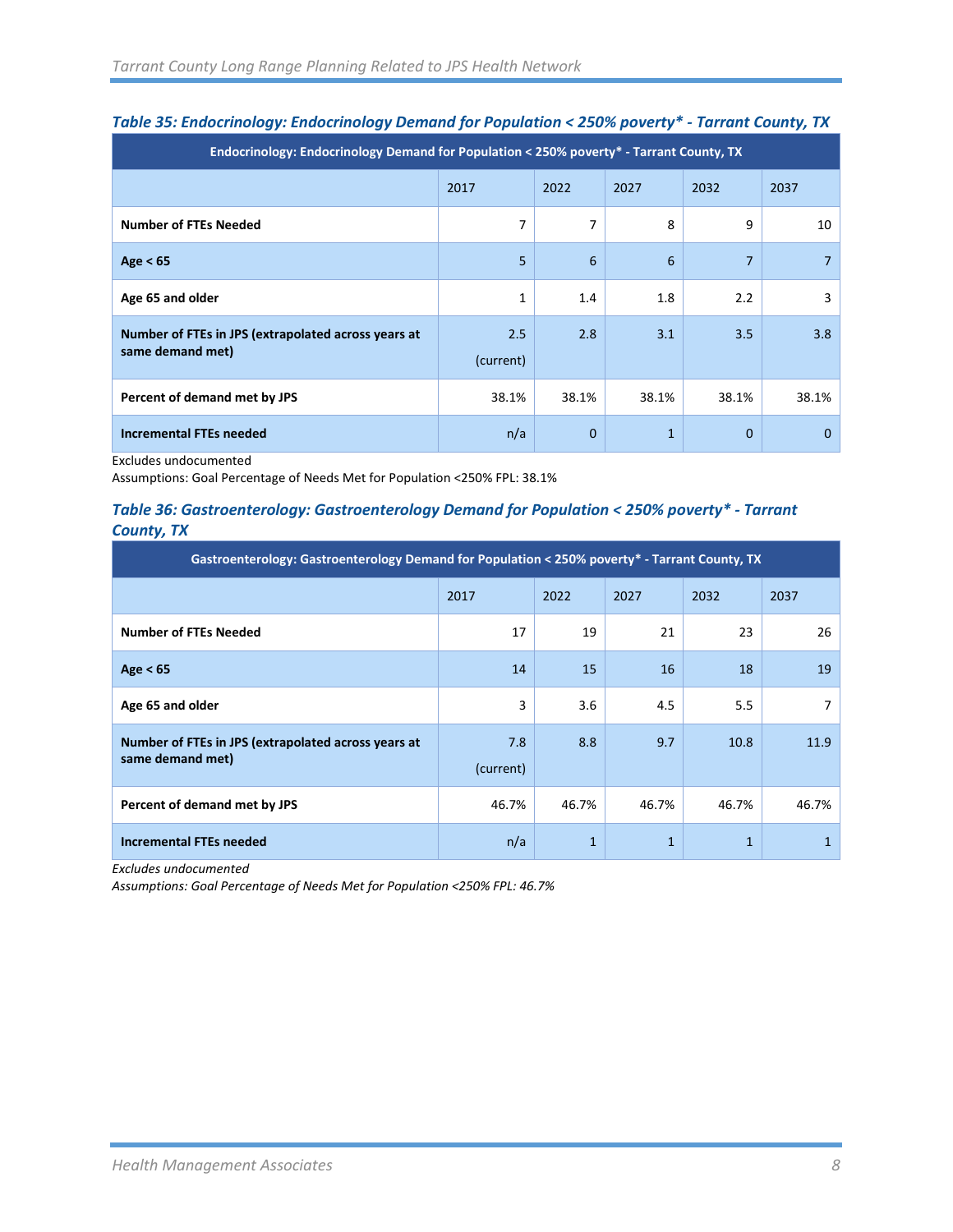### *Table 35: Endocrinology: Endocrinology Demand for Population < 250% poverty* - Tarrant County, TX*

| Endocrinology: Endocrinology Demand for Population < 250% poverty* - Tarrant County, TX | | | | | |
|---|---|---|---|---|---|
| | 2017 | 2022 | 2027 | 2032 | 2037 |
| **Number of FTEs Needed** | 7 | 7 | 8 | 9 | 10 |
| **Age < 65** | 5 | 6 | 6 | 7 | 7 |
| **Age 65 and older** | 1 | 1.4 | 1.8 | 2.2 | 3 |
| **Number of FTEs in JPS (extrapolated across years at same demand met)** | 2.5 (current) | 2.8 | 3.1 | 3.5 | 3.8 |
| **Percent of demand met by JPS** | 38.1% | 38.1% | 38.1% | 38.1% | 38.1% |
| **Incremental FTEs needed** | n/a | 0 | 1 | 0 | 0 |

Excludes undocumented

Assumptions: Goal Percentage of Needs Met for Population <250% FPL: 38.1%

### *Table 36: Gastroenterology: Gastroenterology Demand for Population < 250% poverty* - Tarrant County, TX*

| Gastroenterology: Gastroenterology Demand for Population < 250% poverty* - Tarrant County, TX | | | | | |
|---|---|---|---|---|---|
| | 2017 | 2022 | 2027 | 2032 | 2037 |
| **Number of FTEs Needed** | 17 | 19 | 21 | 23 | 26 |
| **Age < 65** | 14 | 15 | 16 | 18 | 19 |
| **Age 65 and older** | 3 | 3.6 | 4.5 | 5.5 | 7 |
| **Number of FTEs in JPS (extrapolated across years at same demand met)** | 7.8 (current) | 8.8 | 9.7 | 10.8 | 11.9 |
| **Percent of demand met by JPS** | 46.7% | 46.7% | 46.7% | 46.7% | 46.7% |
| **Incremental FTEs needed** | n/a | 1 | 1 | 1 | 1 |

*Excludes undocumented*

*Assumptions: Goal Percentage of Needs Met for Population <250% FPL: 46.7%*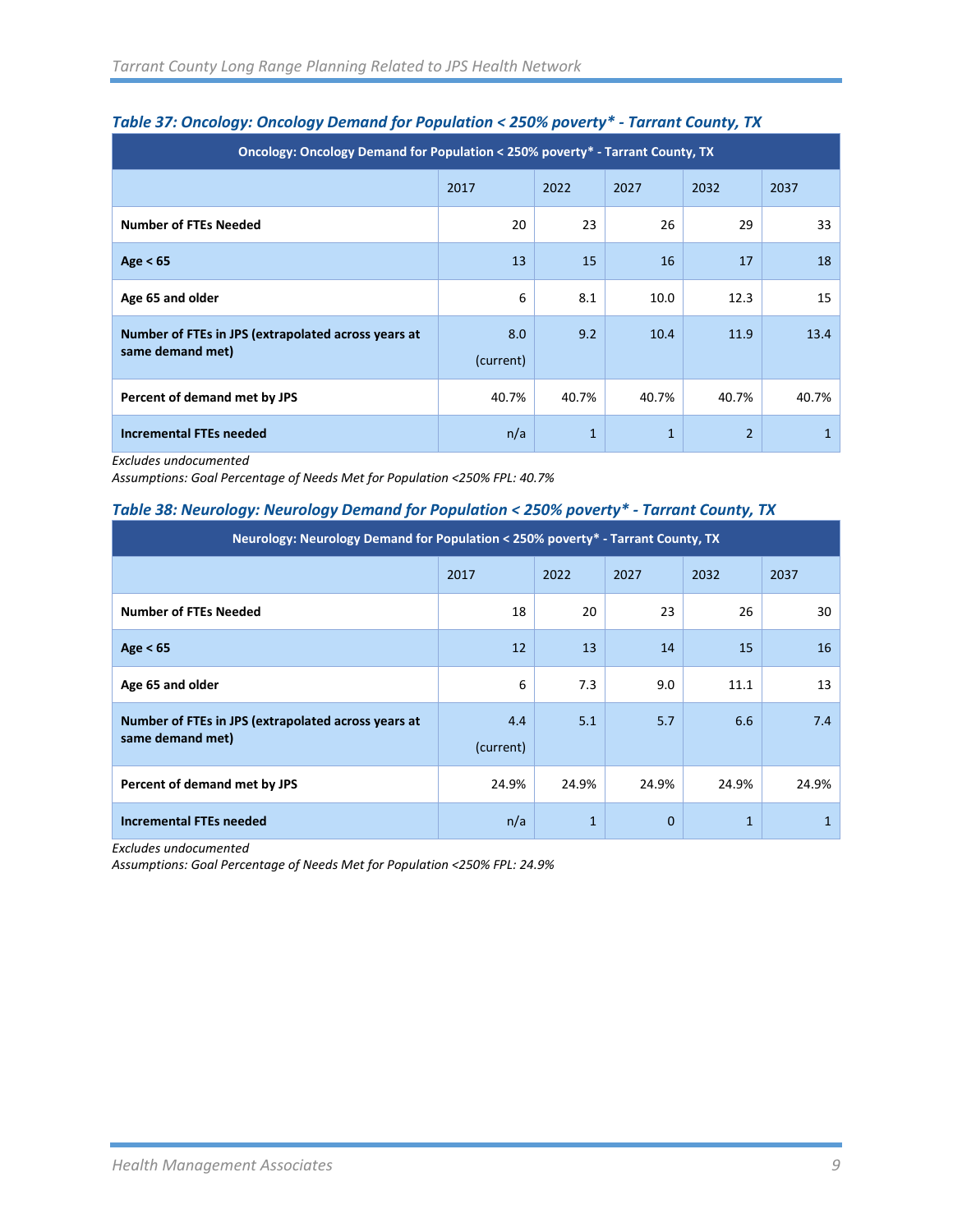*Table 37: Oncology: Oncology Demand for Population < 250% poverty* - Tarrant County, TX*

| Oncology: Oncology Demand for Population < 250% poverty* - Tarrant County, TX | | | | | |
|---|---|---|---|---|---|
| | 2017 | 2022 | 2027 | 2032 | 2037 |
| **Number of FTEs Needed** | 20 | 23 | 26 | 29 | 33 |
| **Age < 65** | 13 | 15 | 16 | 17 | 18 |
| **Age 65 and older** | 6 | 8.1 | 10.0 | 12.3 | 15 |
| **Number of FTEs in JPS (extrapolated across years at same demand met)** | 8.0 (current) | 9.2 | 10.4 | 11.9 | 13.4 |
| **Percent of demand met by JPS** | 40.7% | 40.7% | 40.7% | 40.7% | 40.7% |
| **Incremental FTEs needed** | n/a | 1 | 1 | 2 | 1 |

*Excludes undocumented*
*Assumptions: Goal Percentage of Needs Met for Population <250% FPL: 40.7%*

*Table 38: Neurology: Neurology Demand for Population < 250% poverty* - Tarrant County, TX*

| Neurology: Neurology Demand for Population < 250% poverty* - Tarrant County, TX | | | | | |
|---|---|---|---|---|---|
| | 2017 | 2022 | 2027 | 2032 | 2037 |
| **Number of FTEs Needed** | 18 | 20 | 23 | 26 | 30 |
| **Age < 65** | 12 | 13 | 14 | 15 | 16 |
| **Age 65 and older** | 6 | 7.3 | 9.0 | 11.1 | 13 |
| **Number of FTEs in JPS (extrapolated across years at same demand met)** | 4.4 (current) | 5.1 | 5.7 | 6.6 | 7.4 |
| **Percent of demand met by JPS** | 24.9% | 24.9% | 24.9% | 24.9% | 24.9% |
| **Incremental FTEs needed** | n/a | 1 | 0 | 1 | 1 |

*Excludes undocumented*
*Assumptions: Goal Percentage of Needs Met for Population <250% FPL: 24.9%*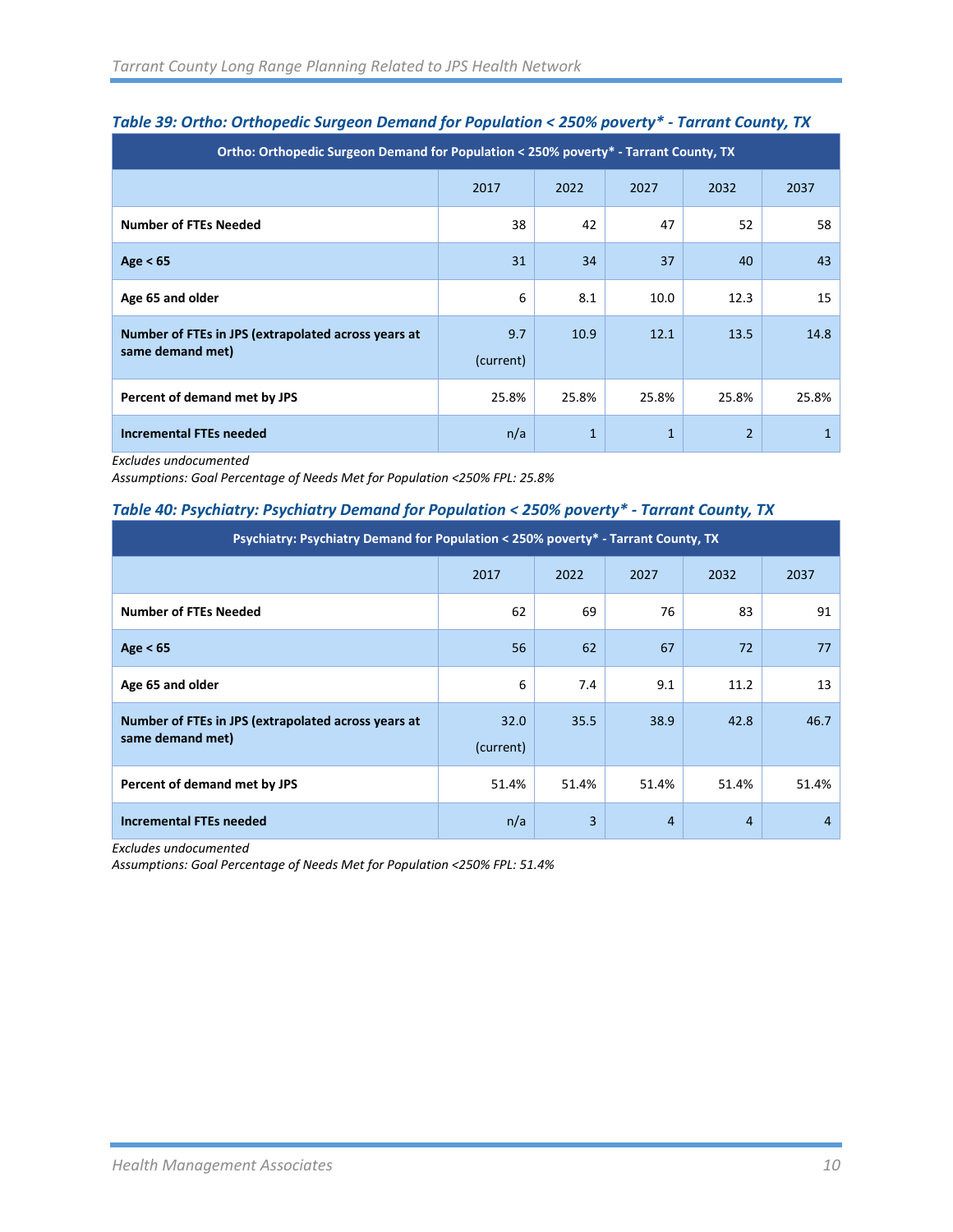### *Table 39: Ortho: Orthopedic Surgeon Demand for Population < 250% poverty* - Tarrant County, TX*

| Ortho: Orthopedic Surgeon Demand for Population < 250% poverty* - Tarrant County, TX | | | | | |
|---|---|---|---|---|---|
| | 2017 | 2022 | 2027 | 2032 | 2037 |
| **Number of FTEs Needed** | 38 | 42 | 47 | 52 | 58 |
| **Age < 65** | 31 | 34 | 37 | 40 | 43 |
| **Age 65 and older** | 6 | 8.1 | 10.0 | 12.3 | 15 |
| **Number of FTEs in JPS (extrapolated across years at same demand met)** | 9.7 (current) | 10.9 | 12.1 | 13.5 | 14.8 |
| **Percent of demand met by JPS** | 25.8% | 25.8% | 25.8% | 25.8% | 25.8% |
| **Incremental FTEs needed** | n/a | 1 | 1 | 2 | 1 |

*Excludes undocumented*
*Assumptions: Goal Percentage of Needs Met for Population <250% FPL: 25.8%*

### *Table 40: Psychiatry: Psychiatry Demand for Population < 250% poverty* - Tarrant County, TX*

| Psychiatry: Psychiatry Demand for Population < 250% poverty* - Tarrant County, TX | | | | | |
|---|---|---|---|---|---|
| | 2017 | 2022 | 2027 | 2032 | 2037 |
| **Number of FTEs Needed** | 62 | 69 | 76 | 83 | 91 |
| **Age < 65** | 56 | 62 | 67 | 72 | 77 |
| **Age 65 and older** | 6 | 7.4 | 9.1 | 11.2 | 13 |
| **Number of FTEs in JPS (extrapolated across years at same demand met)** | 32.0 (current) | 35.5 | 38.9 | 42.8 | 46.7 |
| **Percent of demand met by JPS** | 51.4% | 51.4% | 51.4% | 51.4% | 51.4% |
| **Incremental FTEs needed** | n/a | 3 | 4 | 4 | 4 |

*Excludes undocumented*
*Assumptions: Goal Percentage of Needs Met for Population <250% FPL: 51.4%*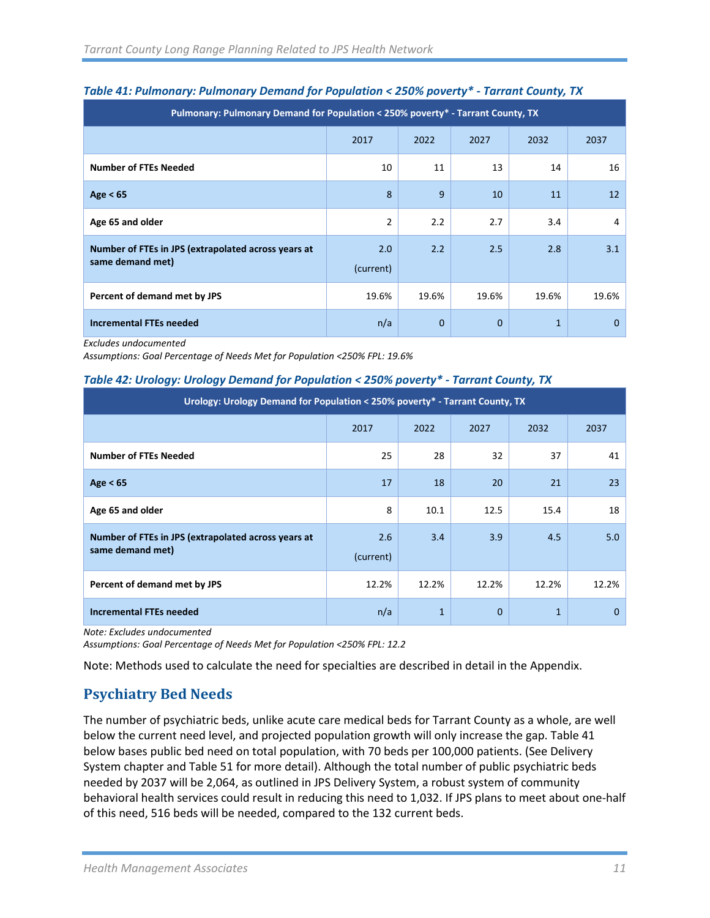*Table 41: Pulmonary: Pulmonary Demand for Population < 250% poverty* - Tarrant County, TX*

| Pulmonary: Pulmonary Demand for Population < 250% poverty* - Tarrant County, TX | | | | | |
|---|---|---|---|---|---|
| | 2017 | 2022 | 2027 | 2032 | 2037 |
| **Number of FTEs Needed** | 10 | 11 | 13 | 14 | 16 |
| **Age < 65** | 8 | 9 | 10 | 11 | 12 |
| **Age 65 and older** | 2 | 2.2 | 2.7 | 3.4 | 4 |
| **Number of FTEs in JPS (extrapolated across years at same demand met)** | 2.0 (current) | 2.2 | 2.5 | 2.8 | 3.1 |
| **Percent of demand met by JPS** | 19.6% | 19.6% | 19.6% | 19.6% | 19.6% |
| **Incremental FTEs needed** | n/a | 0 | 0 | 1 | 0 |

*Excludes undocumented*
*Assumptions: Goal Percentage of Needs Met for Population <250% FPL: 19.6%*

*Table 42: Urology: Urology Demand for Population < 250% poverty* - Tarrant County, TX*

| Urology: Urology Demand for Population < 250% poverty* - Tarrant County, TX | | | | | |
|---|---|---|---|---|---|
| | 2017 | 2022 | 2027 | 2032 | 2037 |
| **Number of FTEs Needed** | 25 | 28 | 32 | 37 | 41 |
| **Age < 65** | 17 | 18 | 20 | 21 | 23 |
| **Age 65 and older** | 8 | 10.1 | 12.5 | 15.4 | 18 |
| **Number of FTEs in JPS (extrapolated across years at same demand met)** | 2.6 (current) | 3.4 | 3.9 | 4.5 | 5.0 |
| **Percent of demand met by JPS** | 12.2% | 12.2% | 12.2% | 12.2% | 12.2% |
| **Incremental FTEs needed** | n/a | 1 | 0 | 1 | 0 |

*Note: Excludes undocumented*
*Assumptions: Goal Percentage of Needs Met for Population <250% FPL: 12.2*

Note: Methods used to calculate the need for specialties are described in detail in the Appendix.

## Psychiatry Bed Needs

The number of psychiatric beds, unlike acute care medical beds for Tarrant County as a whole, are well below the current need level, and projected population growth will only increase the gap. Table 41 below bases public bed need on total population, with 70 beds per 100,000 patients. (See Delivery System chapter and Table 51 for more detail). Although the total number of public psychiatric beds needed by 2037 will be 2,064, as outlined in JPS Delivery System, a robust system of community behavioral health services could result in reducing this need to 1,032. If JPS plans to meet about one-half of this need, 516 beds will be needed, compared to the 132 current beds.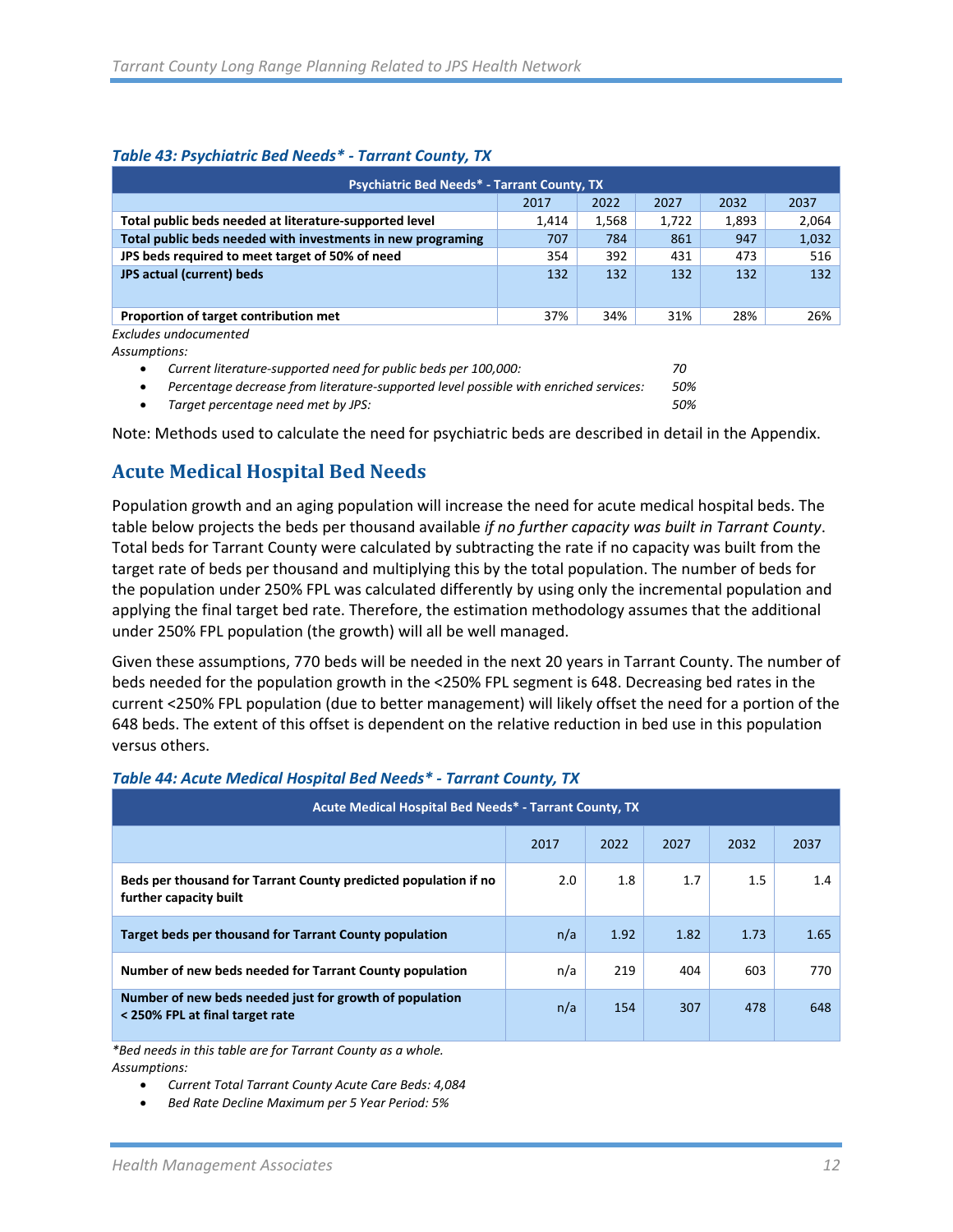*Table 43: Psychiatric Bed Needs* - Tarrant County, TX*

| Psychiatric Bed Needs* - Tarrant County, TX | | | | | |
|---|---|---|---|---|---|
| | 2017 | 2022 | 2027 | 2032 | 2037 |
| **Total public beds needed at literature-supported level** | 1,414 | 1,568 | 1,722 | 1,893 | 2,064 |
| **Total public beds needed with investments in new programing** | 707 | 784 | 861 | 947 | 1,032 |
| **JPS beds required to meet target of 50% of need** | 354 | 392 | 431 | 473 | 516 |
| **JPS actual (current) beds** | 132 | 132 | 132 | 132 | 132 |
| **Proportion of target contribution met** | 37% | 34% | 31% | 28% | 26% |

*Excludes undocumented*

*Assumptions:*

- *Current literature-supported need for public beds per 100,000:* 70
- *Percentage decrease from literature-supported level possible with enriched services:* 50%
- *Target percentage need met by JPS:* 50%

Note: Methods used to calculate the need for psychiatric beds are described in detail in the Appendix.

## Acute Medical Hospital Bed Needs

Population growth and an aging population will increase the need for acute medical hospital beds. The table below projects the beds per thousand available *if no further capacity was built in Tarrant County*. Total beds for Tarrant County were calculated by subtracting the rate if no capacity was built from the target rate of beds per thousand and multiplying this by the total population. The number of beds for the population under 250% FPL was calculated differently by using only the incremental population and applying the final target bed rate. Therefore, the estimation methodology assumes that the additional under 250% FPL population (the growth) will all be well managed.

Given these assumptions, 770 beds will be needed in the next 20 years in Tarrant County. The number of beds needed for the population growth in the <250% FPL segment is 648. Decreasing bed rates in the current <250% FPL population (due to better management) will likely offset the need for a portion of the 648 beds. The extent of this offset is dependent on the relative reduction in bed use in this population versus others.

*Table 44: Acute Medical Hospital Bed Needs* - Tarrant County, TX*

| Acute Medical Hospital Bed Needs* - Tarrant County, TX | | | | | |
|---|---|---|---|---|---|
| | 2017 | 2022 | 2027 | 2032 | 2037 |
| **Beds per thousand for Tarrant County predicted population if no further capacity built** | 2.0 | 1.8 | 1.7 | 1.5 | 1.4 |
| **Target beds per thousand for Tarrant County population** | n/a | 1.92 | 1.82 | 1.73 | 1.65 |
| **Number of new beds needed for Tarrant County population** | n/a | 219 | 404 | 603 | 770 |
| **Number of new beds needed just for growth of population < 250% FPL at final target rate** | n/a | 154 | 307 | 478 | 648 |

*\*Bed needs in this table are for Tarrant County as a whole.*

*Assumptions:*

- *Current Total Tarrant County Acute Care Beds: 4,084*
- *Bed Rate Decline Maximum per 5 Year Period: 5%*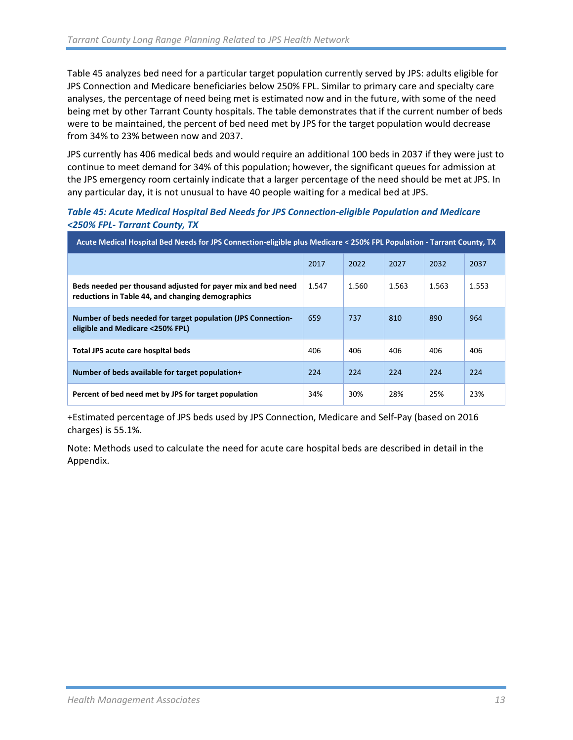Table 45 analyzes bed need for a particular target population currently served by JPS: adults eligible for JPS Connection and Medicare beneficiaries below 250% FPL. Similar to primary care and specialty care analyses, the percentage of need being met is estimated now and in the future, with some of the need being met by other Tarrant County hospitals. The table demonstrates that if the current number of beds were to be maintained, the percent of bed need met by JPS for the target population would decrease from 34% to 23% between now and 2037.

JPS currently has 406 medical beds and would require an additional 100 beds in 2037 if they were just to continue to meet demand for 34% of this population; however, the significant queues for admission at the JPS emergency room certainly indicate that a larger percentage of the need should be met at JPS. In any particular day, it is not unusual to have 40 people waiting for a medical bed at JPS.

***Table 45: Acute Medical Hospital Bed Needs for JPS Connection-eligible Population and Medicare <250% FPL- Tarrant County, TX***

| Acute Medical Hospital Bed Needs for JPS Connection-eligible plus Medicare < 250% FPL Population - Tarrant County, TX | | | | | |
|---|---|---|---|---|---|
| | 2017 | 2022 | 2027 | 2032 | 2037 |
| **Beds needed per thousand adjusted for payer mix and bed need reductions in Table 44, and changing demographics** | 1.547 | 1.560 | 1.563 | 1.563 | 1.553 |
| **Number of beds needed for target population (JPS Connection-eligible and Medicare <250% FPL)** | 659 | 737 | 810 | 890 | 964 |
| **Total JPS acute care hospital beds** | 406 | 406 | 406 | 406 | 406 |
| **Number of beds available for target population+** | 224 | 224 | 224 | 224 | 224 |
| **Percent of bed need met by JPS for target population** | 34% | 30% | 28% | 25% | 23% |

+Estimated percentage of JPS beds used by JPS Connection, Medicare and Self-Pay (based on 2016 charges) is 55.1%.

Note: Methods used to calculate the need for acute care hospital beds are described in detail in the Appendix.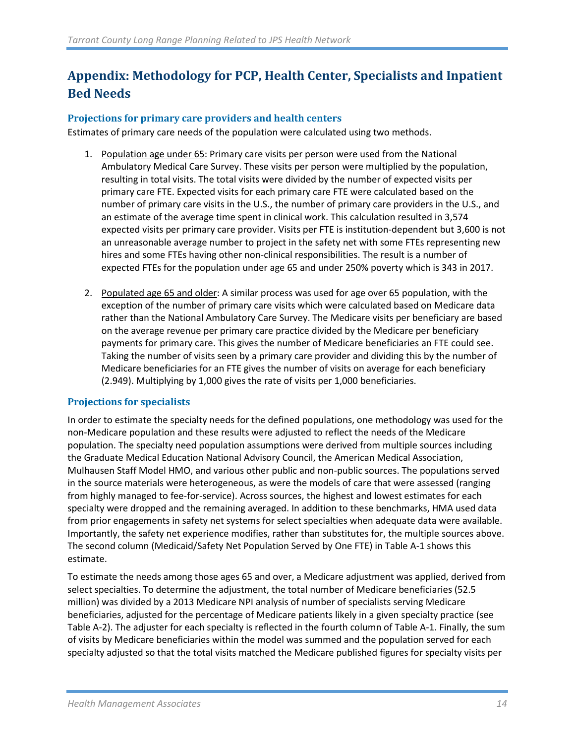## Appendix: Methodology for PCP, Health Center, Specialists and Inpatient Bed Needs

### Projections for primary care providers and health centers

Estimates of primary care needs of the population were calculated using two methods.

1. Population age under 65: Primary care visits per person were used from the National Ambulatory Medical Care Survey. These visits per person were multiplied by the population, resulting in total visits. The total visits were divided by the number of expected visits per primary care FTE. Expected visits for each primary care FTE were calculated based on the number of primary care visits in the U.S., the number of primary care providers in the U.S., and an estimate of the average time spent in clinical work. This calculation resulted in 3,574 expected visits per primary care provider. Visits per FTE is institution-dependent but 3,600 is not an unreasonable average number to project in the safety net with some FTEs representing new hires and some FTEs having other non-clinical responsibilities. The result is a number of expected FTEs for the population under age 65 and under 250% poverty which is 343 in 2017.

2. Populated age 65 and older: A similar process was used for age over 65 population, with the exception of the number of primary care visits which were calculated based on Medicare data rather than the National Ambulatory Care Survey. The Medicare visits per beneficiary are based on the average revenue per primary care practice divided by the Medicare per beneficiary payments for primary care. This gives the number of Medicare beneficiaries an FTE could see. Taking the number of visits seen by a primary care provider and dividing this by the number of Medicare beneficiaries for an FTE gives the number of visits on average for each beneficiary (2.949). Multiplying by 1,000 gives the rate of visits per 1,000 beneficiaries.

### Projections for specialists

In order to estimate the specialty needs for the defined populations, one methodology was used for the non-Medicare population and these results were adjusted to reflect the needs of the Medicare population. The specialty need population assumptions were derived from multiple sources including the Graduate Medical Education National Advisory Council, the American Medical Association, Mulhausen Staff Model HMO, and various other public and non-public sources. The populations served in the source materials were heterogeneous, as were the models of care that were assessed (ranging from highly managed to fee-for-service). Across sources, the highest and lowest estimates for each specialty were dropped and the remaining averaged. In addition to these benchmarks, HMA used data from prior engagements in safety net systems for select specialties when adequate data were available. Importantly, the safety net experience modifies, rather than substitutes for, the multiple sources above. The second column (Medicaid/Safety Net Population Served by One FTE) in Table A-1 shows this estimate.

To estimate the needs among those ages 65 and over, a Medicare adjustment was applied, derived from select specialties. To determine the adjustment, the total number of Medicare beneficiaries (52.5 million) was divided by a 2013 Medicare NPI analysis of number of specialists serving Medicare beneficiaries, adjusted for the percentage of Medicare patients likely in a given specialty practice (see Table A-2). The adjuster for each specialty is reflected in the fourth column of Table A-1. Finally, the sum of visits by Medicare beneficiaries within the model was summed and the population served for each specialty adjusted so that the total visits matched the Medicare published figures for specialty visits per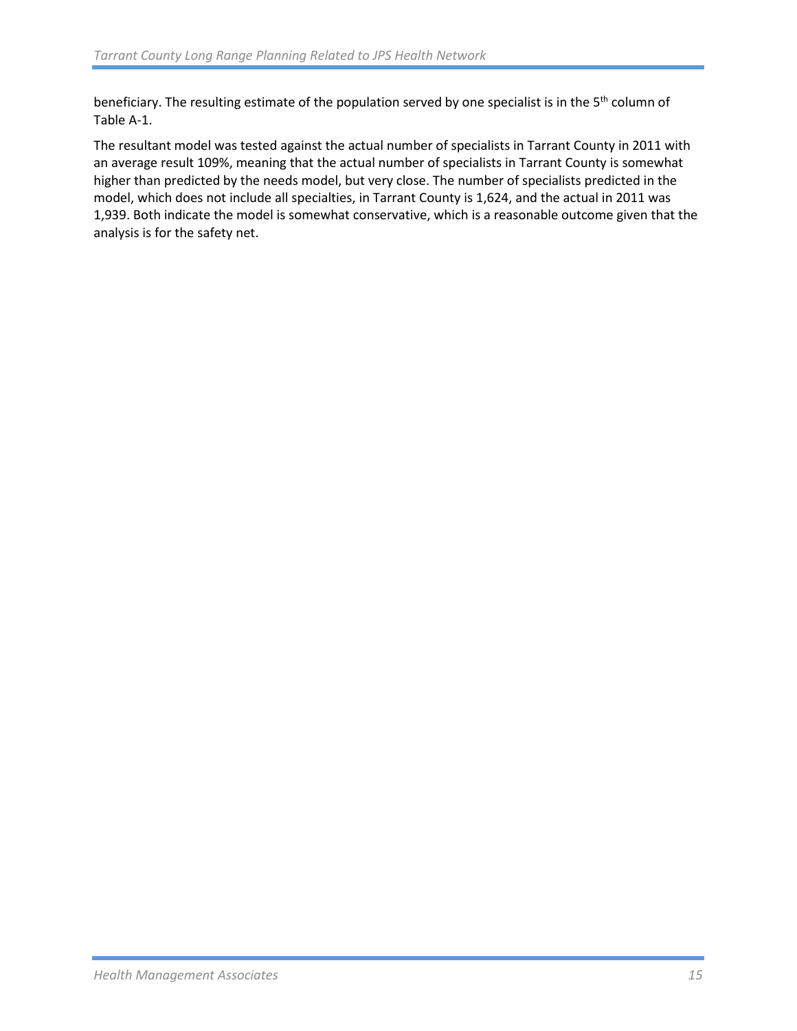beneficiary. The resulting estimate of the population served by one specialist is in the 5th column of Table A-1.

The resultant model was tested against the actual number of specialists in Tarrant County in 2011 with an average result 109%, meaning that the actual number of specialists in Tarrant County is somewhat higher than predicted by the needs model, but very close. The number of specialists predicted in the model, which does not include all specialties, in Tarrant County is 1,624, and the actual in 2011 was 1,939. Both indicate the model is somewhat conservative, which is a reasonable outcome given that the analysis is for the safety net.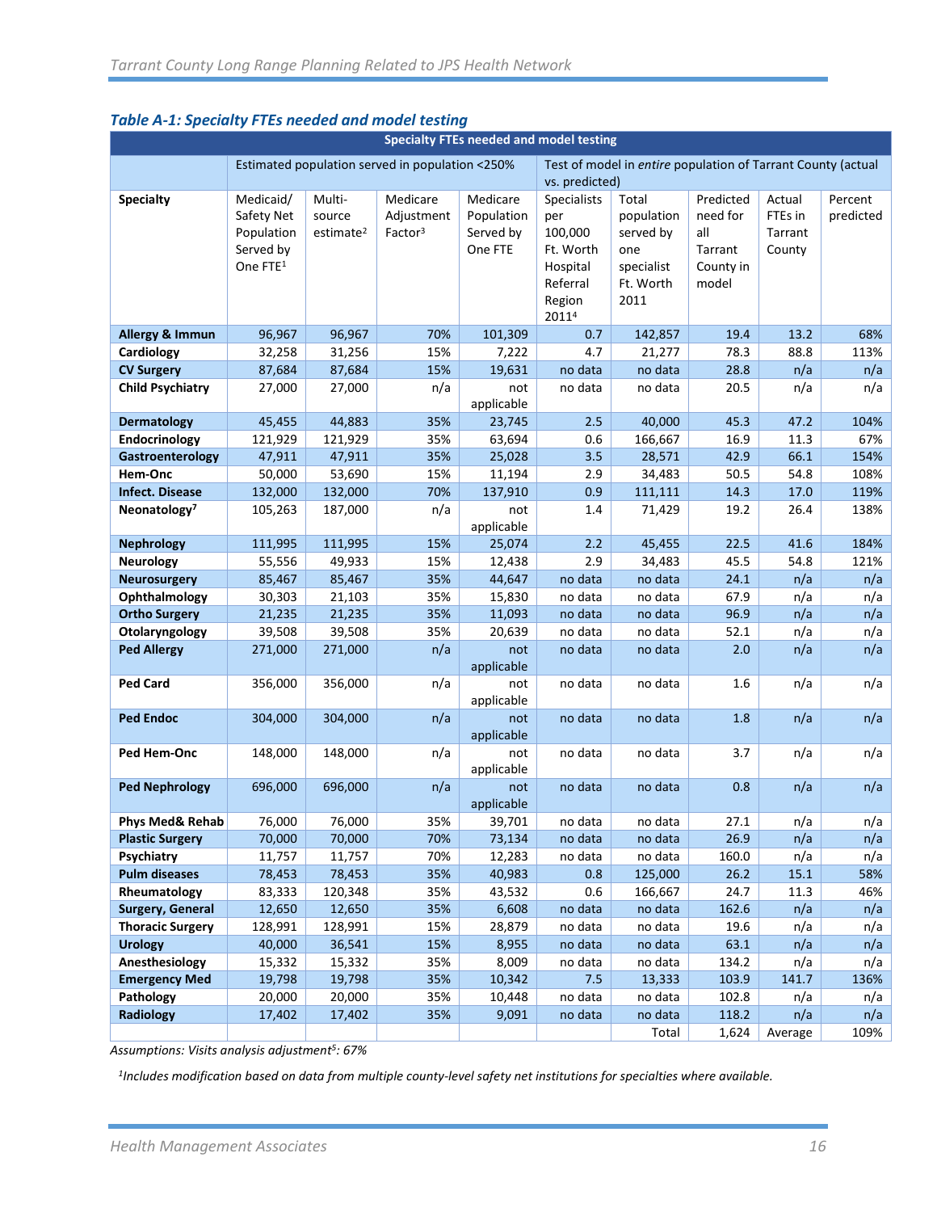### *Table A-1: Specialty FTEs needed and model testing*

| Specialty FTEs needed and model testing | | | | | | | | | |
|---|---|---|---|---|---|---|---|---|---|
| | Estimated population served in population <250% | | | | Test of model in *entire* population of Tarrant County (actual vs. predicted) | | | | |
| **Specialty** | Medicaid/ Safety Net Population Served by One FTE[1] | Multi-source estimate[2] | Medicare Adjustment Factor[3] | Medicare Population Served by One FTE | Specialists per 100,000 Ft. Worth Hospital Referral Region 2011[4] | Total population served by one specialist Ft. Worth 2011 | Predicted need for all Tarrant County in model | Actual FTEs in Tarrant County | Percent predicted |
| **Allergy & Immun** | 96,967 | 96,967 | 70% | 101,309 | 0.7 | 142,857 | 19.4 | 13.2 | 68% |
| **Cardiology** | 32,258 | 31,256 | 15% | 7,222 | 4.7 | 21,277 | 78.3 | 88.8 | 113% |
| **CV Surgery** | 87,684 | 87,684 | 15% | 19,631 | no data | no data | 28.8 | n/a | n/a |
| **Child Psychiatry** | 27,000 | 27,000 | n/a | not applicable | no data | no data | 20.5 | n/a | n/a |
| **Dermatology** | 45,455 | 44,883 | 35% | 23,745 | 2.5 | 40,000 | 45.3 | 47.2 | 104% |
| **Endocrinology** | 121,929 | 121,929 | 35% | 63,694 | 0.6 | 166,667 | 16.9 | 11.3 | 67% |
| **Gastroenterology** | 47,911 | 47,911 | 35% | 25,028 | 3.5 | 28,571 | 42.9 | 66.1 | 154% |
| **Hem-Onc** | 50,000 | 53,690 | 15% | 11,194 | 2.9 | 34,483 | 50.5 | 54.8 | 108% |
| **Infect. Disease** | 132,000 | 132,000 | 70% | 137,910 | 0.9 | 111,111 | 14.3 | 17.0 | 119% |
| **Neonatology[7]** | 105,263 | 187,000 | n/a | not applicable | 1.4 | 71,429 | 19.2 | 26.4 | 138% |
| **Nephrology** | 111,995 | 111,995 | 15% | 25,074 | 2.2 | 45,455 | 22.5 | 41.6 | 184% |
| **Neurology** | 55,556 | 49,933 | 15% | 12,438 | 2.9 | 34,483 | 45.5 | 54.8 | 121% |
| **Neurosurgery** | 85,467 | 85,467 | 35% | 44,647 | no data | no data | 24.1 | n/a | n/a |
| **Ophthalmology** | 30,303 | 21,103 | 35% | 15,830 | no data | no data | 67.9 | n/a | n/a |
| **Ortho Surgery** | 21,235 | 21,235 | 35% | 11,093 | no data | no data | 96.9 | n/a | n/a |
| **Otolaryngology** | 39,508 | 39,508 | 35% | 20,639 | no data | no data | 52.1 | n/a | n/a |
| **Ped Allergy** | 271,000 | 271,000 | n/a | not applicable | no data | no data | 2.0 | n/a | n/a |
| **Ped Card** | 356,000 | 356,000 | n/a | not applicable | no data | no data | 1.6 | n/a | n/a |
| **Ped Endoc** | 304,000 | 304,000 | n/a | not applicable | no data | no data | 1.8 | n/a | n/a |
| **Ped Hem-Onc** | 148,000 | 148,000 | n/a | not applicable | no data | no data | 3.7 | n/a | n/a |
| **Ped Nephrology** | 696,000 | 696,000 | n/a | not applicable | no data | no data | 0.8 | n/a | n/a |
| **Phys Med& Rehab** | 76,000 | 76,000 | 35% | 39,701 | no data | no data | 27.1 | n/a | n/a |
| **Plastic Surgery** | 70,000 | 70,000 | 70% | 73,134 | no data | no data | 26.9 | n/a | n/a |
| **Psychiatry** | 11,757 | 11,757 | 70% | 12,283 | no data | no data | 160.0 | n/a | n/a |
| **Pulm diseases** | 78,453 | 78,453 | 35% | 40,983 | 0.8 | 125,000 | 26.2 | 15.1 | 58% |
| **Rheumatology** | 83,333 | 120,348 | 35% | 43,532 | 0.6 | 166,667 | 24.7 | 11.3 | 46% |
| **Surgery, General** | 12,650 | 12,650 | 35% | 6,608 | no data | no data | 162.6 | n/a | n/a |
| **Thoracic Surgery** | 128,991 | 128,991 | 15% | 28,879 | no data | no data | 19.6 | n/a | n/a |
| **Urology** | 40,000 | 36,541 | 15% | 8,955 | no data | no data | 63.1 | n/a | n/a |
| **Anesthesiology** | 15,332 | 15,332 | 35% | 8,009 | no data | no data | 134.2 | n/a | n/a |
| **Emergency Med** | 19,798 | 19,798 | 35% | 10,342 | 7.5 | 13,333 | 103.9 | 141.7 | 136% |
| **Pathology** | 20,000 | 20,000 | 35% | 10,448 | no data | no data | 102.8 | n/a | n/a |
| **Radiology** | 17,402 | 17,402 | 35% | 9,091 | no data | no data | 118.2 | n/a | n/a |
| | | | | | | Total | 1,624 | Average | 109% |

*Assumptions: Visits analysis adjustment[5]: 67%*

*[1]Includes modification based on data from multiple county-level safety net institutions for specialties where available.*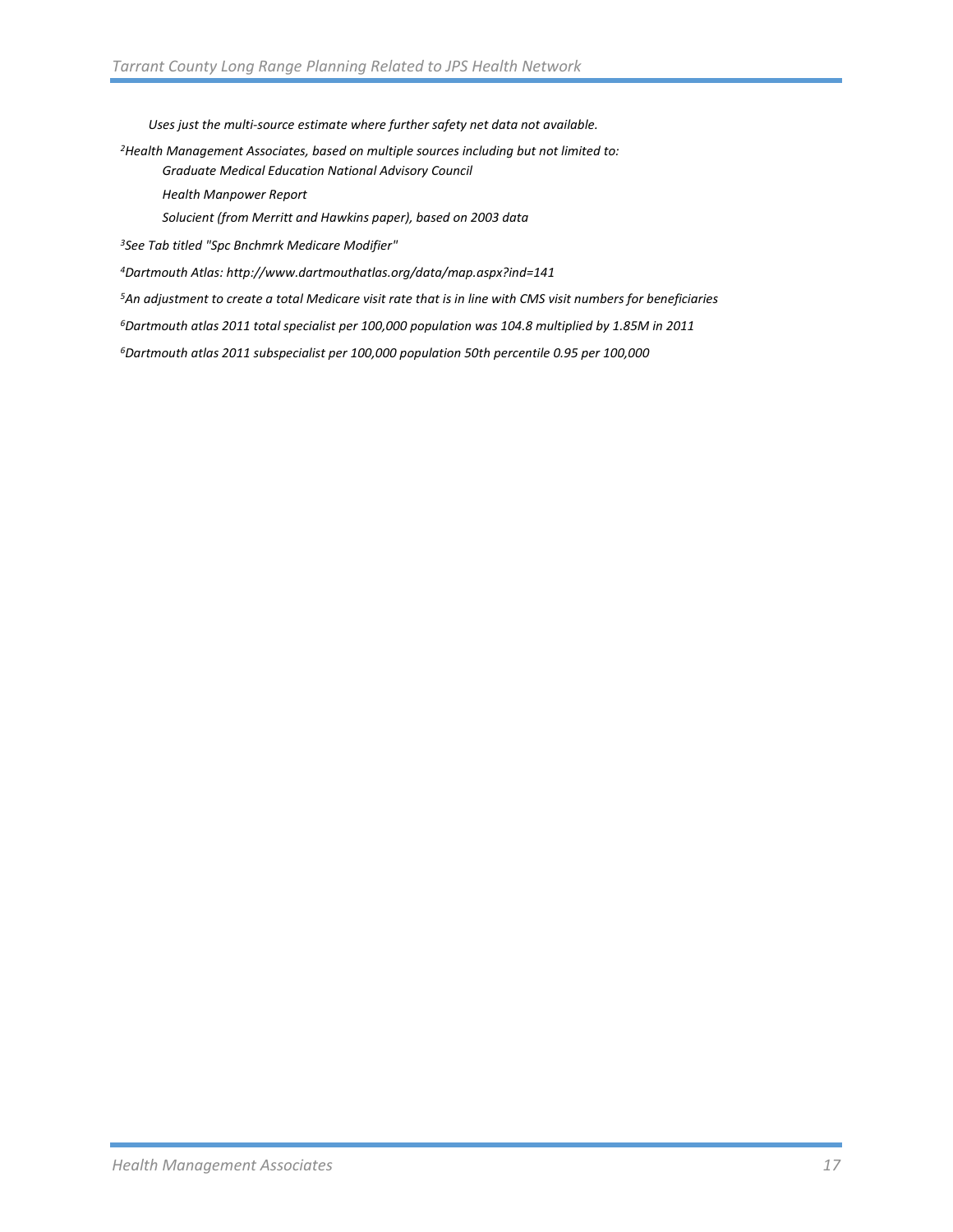*Uses just the multi-source estimate where further safety net data not available.*

*[2]Health Management Associates, based on multiple sources including but not limited to:*

*Graduate Medical Education National Advisory Council*

*Health Manpower Report*

*Solucient (from Merritt and Hawkins paper), based on 2003 data*

*[3]See Tab titled "Spc Bnchmrk Medicare Modifier"*

*[4]Dartmouth Atlas: http://www.dartmouthatlas.org/data/map.aspx?ind=141*

*[5]An adjustment to create a total Medicare visit rate that is in line with CMS visit numbers for beneficiaries*

*[6]Dartmouth atlas 2011 total specialist per 100,000 population was 104.8 multiplied by 1.85M in 2011*

*[6]Dartmouth atlas 2011 subspecialist per 100,000 population 50th percentile 0.95 per 100,000*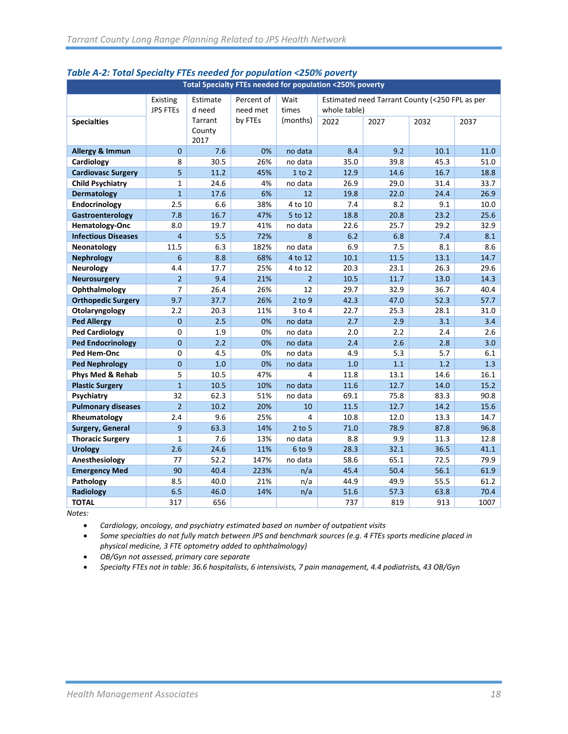### *Table A-2: Total Specialty FTEs needed for population <250% poverty*

| Total Specialty FTEs needed for population <250% poverty | | | | | | | | |
|---|---|---|---|---|---|---|---|---|
| | Existing JPS FTEs | Estimated need Tarrant County 2017 | Percent of need met by FTEs | Wait times (months) | Estimated need Tarrant County (<250 FPL as per whole table) | | | |
| **Specialties** | | | | | 2022 | 2027 | 2032 | 2037 |
| **Allergy & Immun** | 0 | 7.6 | 0% | no data | 8.4 | 9.2 | 10.1 | 11.0 |
| **Cardiology** | 8 | 30.5 | 26% | no data | 35.0 | 39.8 | 45.3 | 51.0 |
| **Cardiovasc Surgery** | 5 | 11.2 | 45% | 1 to 2 | 12.9 | 14.6 | 16.7 | 18.8 |
| **Child Psychiatry** | 1 | 24.6 | 4% | no data | 26.9 | 29.0 | 31.4 | 33.7 |
| **Dermatology** | 1 | 17.6 | 6% | 12 | 19.8 | 22.0 | 24.4 | 26.9 |
| **Endocrinology** | 2.5 | 6.6 | 38% | 4 to 10 | 7.4 | 8.2 | 9.1 | 10.0 |
| **Gastroenterology** | 7.8 | 16.7 | 47% | 5 to 12 | 18.8 | 20.8 | 23.2 | 25.6 |
| **Hematology-Onc** | 8.0 | 19.7 | 41% | no data | 22.6 | 25.7 | 29.2 | 32.9 |
| **Infectious Diseases** | 4 | 5.5 | 72% | 8 | 6.2 | 6.8 | 7.4 | 8.1 |
| **Neonatology** | 11.5 | 6.3 | 182% | no data | 6.9 | 7.5 | 8.1 | 8.6 |
| **Nephrology** | 6 | 8.8 | 68% | 4 to 12 | 10.1 | 11.5 | 13.1 | 14.7 |
| **Neurology** | 4.4 | 17.7 | 25% | 4 to 12 | 20.3 | 23.1 | 26.3 | 29.6 |
| **Neurosurgery** | 2 | 9.4 | 21% | 2 | 10.5 | 11.7 | 13.0 | 14.3 |
| **Ophthalmology** | 7 | 26.4 | 26% | 12 | 29.7 | 32.9 | 36.7 | 40.4 |
| **Orthopedic Surgery** | 9.7 | 37.7 | 26% | 2 to 9 | 42.3 | 47.0 | 52.3 | 57.7 |
| **Otolaryngology** | 2.2 | 20.3 | 11% | 3 to 4 | 22.7 | 25.3 | 28.1 | 31.0 |
| **Ped Allergy** | 0 | 2.5 | 0% | no data | 2.7 | 2.9 | 3.1 | 3.4 |
| **Ped Cardiology** | 0 | 1.9 | 0% | no data | 2.0 | 2.2 | 2.4 | 2.6 |
| **Ped Endocrinology** | 0 | 2.2 | 0% | no data | 2.4 | 2.6 | 2.8 | 3.0 |
| **Ped Hem-Onc** | 0 | 4.5 | 0% | no data | 4.9 | 5.3 | 5.7 | 6.1 |
| **Ped Nephrology** | 0 | 1.0 | 0% | no data | 1.0 | 1.1 | 1.2 | 1.3 |
| **Phys Med & Rehab** | 5 | 10.5 | 47% | 4 | 11.8 | 13.1 | 14.6 | 16.1 |
| **Plastic Surgery** | 1 | 10.5 | 10% | no data | 11.6 | 12.7 | 14.0 | 15.2 |
| **Psychiatry** | 32 | 62.3 | 51% | no data | 69.1 | 75.8 | 83.3 | 90.8 |
| **Pulmonary diseases** | 2 | 10.2 | 20% | 10 | 11.5 | 12.7 | 14.2 | 15.6 |
| **Rheumatology** | 2.4 | 9.6 | 25% | 4 | 10.8 | 12.0 | 13.3 | 14.7 |
| **Surgery, General** | 9 | 63.3 | 14% | 2 to 5 | 71.0 | 78.9 | 87.8 | 96.8 |
| **Thoracic Surgery** | 1 | 7.6 | 13% | no data | 8.8 | 9.9 | 11.3 | 12.8 |
| **Urology** | 2.6 | 24.6 | 11% | 6 to 9 | 28.3 | 32.1 | 36.5 | 41.1 |
| **Anesthesiology** | 77 | 52.2 | 147% | no data | 58.6 | 65.1 | 72.5 | 79.9 |
| **Emergency Med** | 90 | 40.4 | 223% | n/a | 45.4 | 50.4 | 56.1 | 61.9 |
| **Pathology** | 8.5 | 40.0 | 21% | n/a | 44.9 | 49.9 | 55.5 | 61.2 |
| **Radiology** | 6.5 | 46.0 | 14% | n/a | 51.6 | 57.3 | 63.8 | 70.4 |
| **TOTAL** | 317 | 656 | | | 737 | 819 | 913 | 1007 |

*Notes:*

- *Cardiology, oncology, and psychiatry estimated based on number of outpatient visits*
- *Some specialties do not fully match between JPS and benchmark sources (e.g. 4 FTEs sports medicine placed in physical medicine, 3 FTE optometry added to ophthalmology)*
- *OB/Gyn not assessed, primary care separate*
- *Specialty FTEs not in table: 36.6 hospitalists, 6 intensivists, 7 pain management, 4.4 podiatrists, 43 OB/Gyn*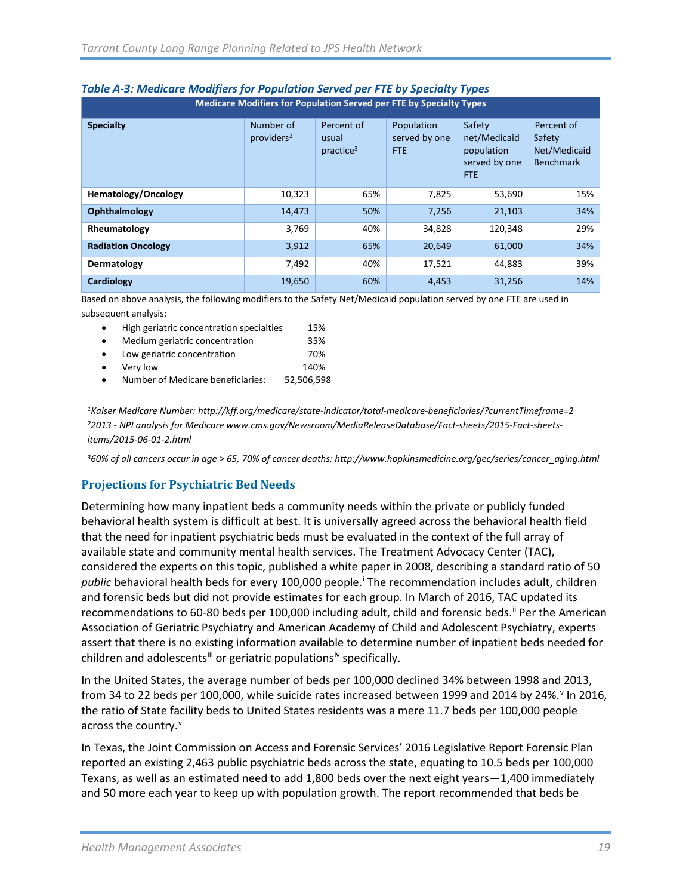### *Table A-3: Medicare Modifiers for Population Served per FTE by Specialty Types*

| Medicare Modifiers for Population Served per FTE by Specialty Types | | | | | |
|---|---|---|---|---|---|
| **Specialty** | Number of providers[2] | Percent of usual practice[3] | Population served by one FTE | Safety net/Medicaid population served by one FTE | Percent of Safety Net/Medicaid Benchmark |
| **Hematology/Oncology** | 10,323 | 65% | 7,825 | 53,690 | 15% |
| **Ophthalmology** | 14,473 | 50% | 7,256 | 21,103 | 34% |
| **Rheumatology** | 3,769 | 40% | 34,828 | 120,348 | 29% |
| **Radiation Oncology** | 3,912 | 65% | 20,649 | 61,000 | 34% |
| **Dermatology** | 7,492 | 40% | 17,521 | 44,883 | 39% |
| **Cardiology** | 19,650 | 60% | 4,453 | 31,256 | 14% |

Based on above analysis, the following modifiers to the Safety Net/Medicaid population served by one FTE are used in subsequent analysis:

- High geriatric concentration specialties 15%
- Medium geriatric concentration 35%
- Low geriatric concentration 70%
- Very low 140%
- Number of Medicare beneficiaries: 52,506,598

*[1]Kaiser Medicare Number: http://kff.org/medicare/state-indicator/total-medicare-beneficiaries/?currentTimeframe=2*
*[2]2013 - NPI analysis for Medicare www.cms.gov/Newsroom/MediaReleaseDatabase/Fact-sheets/2015-Fact-sheets-items/2015-06-01-2.html*

*[3]60% of all cancers occur in age > 65, 70% of cancer deaths: http://www.hopkinsmedicine.org/gec/series/cancer_aging.html*

## Projections for Psychiatric Bed Needs

Determining how many inpatient beds a community needs within the private or publicly funded behavioral health system is difficult at best. It is universally agreed across the behavioral health field that the need for inpatient psychiatric beds must be evaluated in the context of the full array of available state and community mental health services. The Treatment Advocacy Center (TAC), considered the experts on this topic, published a white paper in 2008, describing a standard ratio of 50 *public* behavioral health beds for every 100,000 people.[i] The recommendation includes adult, children and forensic beds but did not provide estimates for each group. In March of 2016, TAC updated its recommendations to 60-80 beds per 100,000 including adult, child and forensic beds.[ii] Per the American Association of Geriatric Psychiatry and American Academy of Child and Adolescent Psychiatry, experts assert that there is no existing information available to determine number of inpatient beds needed for children and adolescents[iii] or geriatric populations[iv] specifically.

In the United States, the average number of beds per 100,000 declined 34% between 1998 and 2013, from 34 to 22 beds per 100,000, while suicide rates increased between 1999 and 2014 by 24%.[v] In 2016, the ratio of State facility beds to United States residents was a mere 11.7 beds per 100,000 people across the country.[vi]

In Texas, the Joint Commission on Access and Forensic Services' 2016 Legislative Report Forensic Plan reported an existing 2,463 public psychiatric beds across the state, equating to 10.5 beds per 100,000 Texans, as well as an estimated need to add 1,800 beds over the next eight years—1,400 immediately and 50 more each year to keep up with population growth. The report recommended that beds be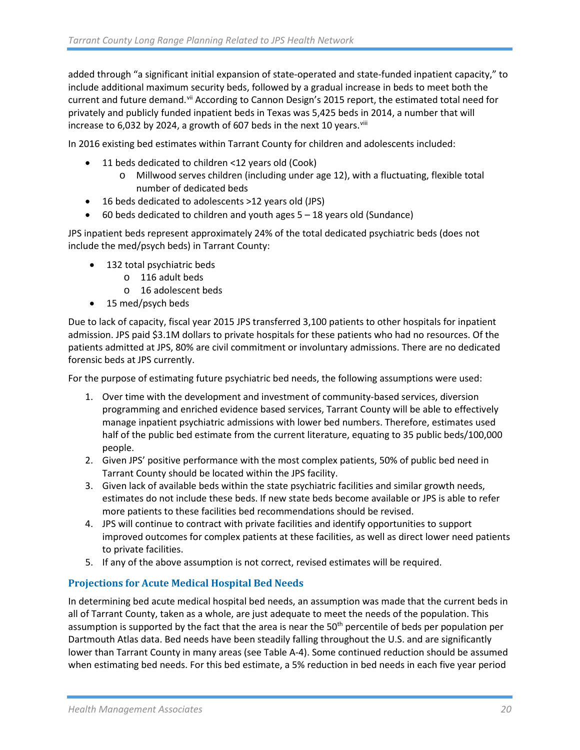added through "a significant initial expansion of state-operated and state-funded inpatient capacity," to include additional maximum security beds, followed by a gradual increase in beds to meet both the current and future demand.[vii] According to Cannon Design's 2015 report, the estimated total need for privately and publicly funded inpatient beds in Texas was 5,425 beds in 2014, a number that will increase to 6,032 by 2024, a growth of 607 beds in the next 10 years.[viii]

In 2016 existing bed estimates within Tarrant County for children and adolescents included:

- 11 beds dedicated to children <12 years old (Cook)
  - Millwood serves children (including under age 12), with a fluctuating, flexible total number of dedicated beds
- 16 beds dedicated to adolescents >12 years old (JPS)
- 60 beds dedicated to children and youth ages 5 – 18 years old (Sundance)

JPS inpatient beds represent approximately 24% of the total dedicated psychiatric beds (does not include the med/psych beds) in Tarrant County:

- 132 total psychiatric beds
  - 116 adult beds
  - 16 adolescent beds
- 15 med/psych beds

Due to lack of capacity, fiscal year 2015 JPS transferred 3,100 patients to other hospitals for inpatient admission. JPS paid $3.1M dollars to private hospitals for these patients who had no resources. Of the patients admitted at JPS, 80% are civil commitment or involuntary admissions. There are no dedicated forensic beds at JPS currently.

For the purpose of estimating future psychiatric bed needs, the following assumptions were used:

1. Over time with the development and investment of community-based services, diversion programming and enriched evidence based services, Tarrant County will be able to effectively manage inpatient psychiatric admissions with lower bed numbers. Therefore, estimates used half of the public bed estimate from the current literature, equating to 35 public beds/100,000 people.
2. Given JPS' positive performance with the most complex patients, 50% of public bed need in Tarrant County should be located within the JPS facility.
3. Given lack of available beds within the state psychiatric facilities and similar growth needs, estimates do not include these beds. If new state beds become available or JPS is able to refer more patients to these facilities bed recommendations should be revised.
4. JPS will continue to contract with private facilities and identify opportunities to support improved outcomes for complex patients at these facilities, as well as direct lower need patients to private facilities.
5. If any of the above assumption is not correct, revised estimates will be required.

### Projections for Acute Medical Hospital Bed Needs

In determining bed acute medical hospital bed needs, an assumption was made that the current beds in all of Tarrant County, taken as a whole, are just adequate to meet the needs of the population. This assumption is supported by the fact that the area is near the 50th percentile of beds per population per Dartmouth Atlas data. Bed needs have been steadily falling throughout the U.S. and are significantly lower than Tarrant County in many areas (see Table A-4). Some continued reduction should be assumed when estimating bed needs. For this bed estimate, a 5% reduction in bed needs in each five year period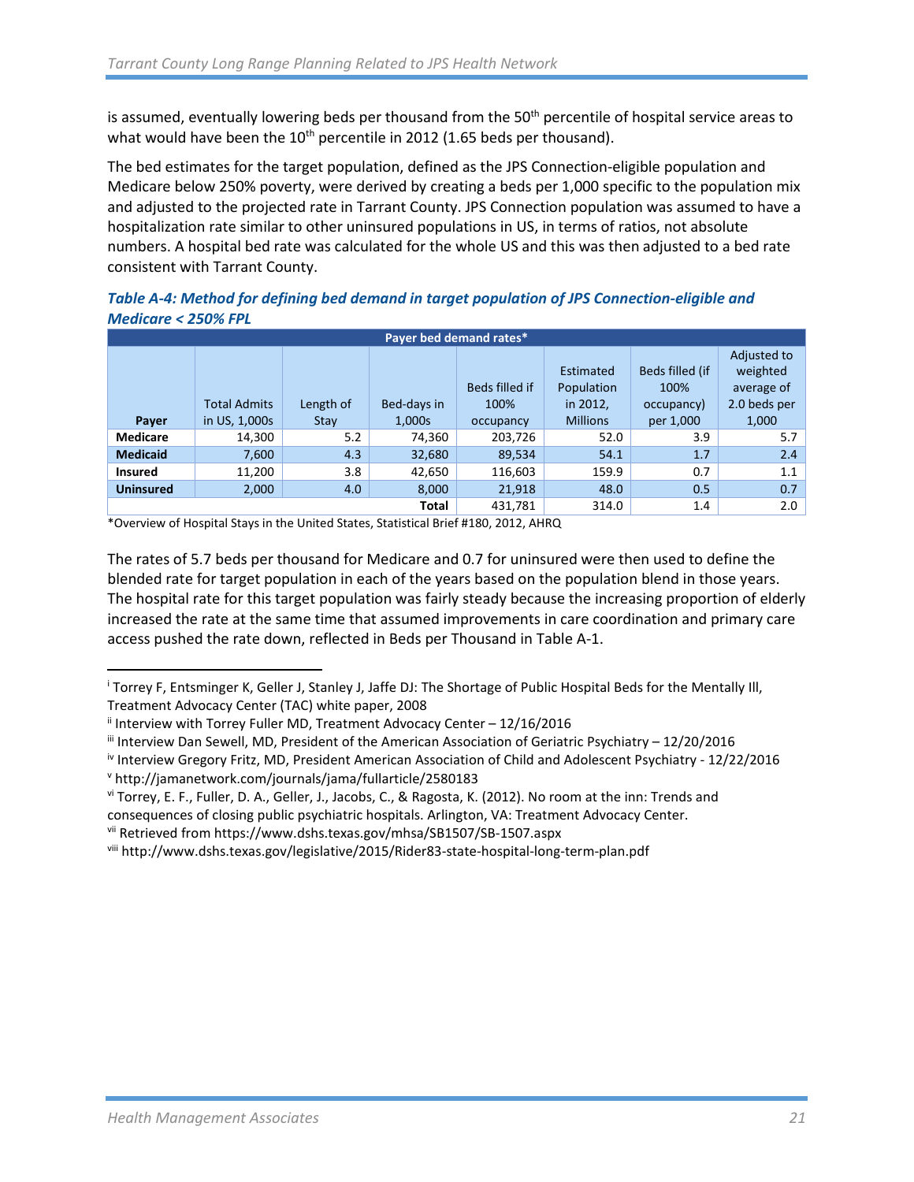is assumed, eventually lowering beds per thousand from the 50th percentile of hospital service areas to what would have been the 10th percentile in 2012 (1.65 beds per thousand).

The bed estimates for the target population, defined as the JPS Connection-eligible population and Medicare below 250% poverty, were derived by creating a beds per 1,000 specific to the population mix and adjusted to the projected rate in Tarrant County. JPS Connection population was assumed to have a hospitalization rate similar to other uninsured populations in US, in terms of ratios, not absolute numbers. A hospital bed rate was calculated for the whole US and this was then adjusted to a bed rate consistent with Tarrant County.

***Table A-4: Method for defining bed demand in target population of JPS Connection-eligible and Medicare < 250% FPL***

| Payer bed demand rates* | | | | | | | |
|---|---|---|---|---|---|---|---|
| **Payer** | Total Admits in US, 1,000s | Length of Stay | Bed-days in 1,000s | Beds filled if 100% occupancy | Estimated Population in 2012, Millions | Beds filled (if 100% occupancy) per 1,000 | Adjusted to weighted average of 2.0 beds per 1,000 |
| **Medicare** | 14,300 | 5.2 | 74,360 | 203,726 | 52.0 | 3.9 | 5.7 |
| **Medicaid** | 7,600 | 4.3 | 32,680 | 89,534 | 54.1 | 1.7 | 2.4 |
| **Insured** | 11,200 | 3.8 | 42,650 | 116,603 | 159.9 | 0.7 | 1.1 |
| **Uninsured** | 2,000 | 4.0 | 8,000 | 21,918 | 48.0 | 0.5 | 0.7 |
| | | | **Total** | 431,781 | 314.0 | 1.4 | 2.0 |

*Overview of Hospital Stays in the United States, Statistical Brief #180, 2012, AHRQ

The rates of 5.7 beds per thousand for Medicare and 0.7 for uninsured were then used to define the blended rate for target population in each of the years based on the population blend in those years. The hospital rate for this target population was fairly steady because the increasing proportion of elderly increased the rate at the same time that assumed improvements in care coordination and primary care access pushed the rate down, reflected in Beds per Thousand in Table A-1.

---

[i] Torrey F, Entsminger K, Geller J, Stanley J, Jaffe DJ: The Shortage of Public Hospital Beds for the Mentally Ill, Treatment Advocacy Center (TAC) white paper, 2008

[ii] Interview with Torrey Fuller MD, Treatment Advocacy Center – 12/16/2016

[iii] Interview Dan Sewell, MD, President of the American Association of Geriatric Psychiatry – 12/20/2016

[iv] Interview Gregory Fritz, MD, President American Association of Child and Adolescent Psychiatry - 12/22/2016

[v] http://jamanetwork.com/journals/jama/fullarticle/2580183

[vi] Torrey, E. F., Fuller, D. A., Geller, J., Jacobs, C., & Ragosta, K. (2012). No room at the inn: Trends and consequences of closing public psychiatric hospitals. Arlington, VA: Treatment Advocacy Center.

[vii] Retrieved from https://www.dshs.texas.gov/mhsa/SB1507/SB-1507.aspx

[viii] http://www.dshs.texas.gov/legislative/2015/Rider83-state-hospital-long-term-plan.pdf